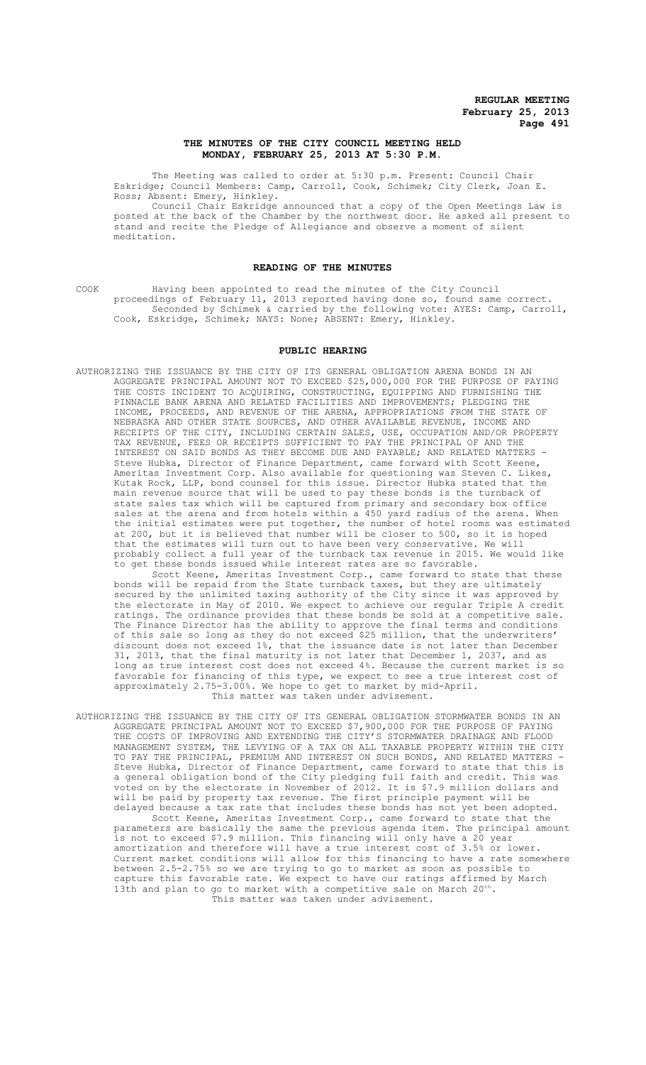## THE MINUTES OF THE CITY COUNCIL MEETING HELD MONDAY, FEBRUARY 25, 2013 AT 5:30 P.M.

The Meeting was called to order at 5:30 p.m. Present: Council Chair Eskridge; Council Members: Camp, Carroll, Cook, Schimek; City Clerk, Joan E. Ross; Absent: Emery, Hinkley.

Council Chair Eskridge announced that a copy of the Open Meetings Law is posted at the back of the Chamber by the northwest door. He asked all present to stand and recite the Pledge of Allegiance and observe a moment of silent meditation.

## READING OF THE MINUTES

COOK Having been appointed to read the minutes of the City Council proceedings of February 11, 2013 reported having done so, found same correct.

Seconded by Schimek & carried by the following vote: AYES: Camp, Carroll, Cook, Eskridge, Schimek; NAYS: None; ABSENT: Emery, Hinkley.

## PUBLIC HEARING

AUTHORIZING THE ISSUANCE BY THE CITY OF ITS GENERAL OBLIGATION ARENA BONDS IN AN AGGREGATE PRINCIPAL AMOUNT NOT TO EXCEED $25,000,000 FOR THE PURPOSE OF PAYING THE COSTS INCIDENT TO ACQUIRING, CONSTRUCTING, EQUIPPING AND FURNISHING THE PINNACLE BANK ARENA AND RELATED FACILITIES AND IMPROVEMENTS; PLEDGING THE INCOME, PROCEEDS, AND REVENUE OF THE ARENA, APPROPRIATIONS FROM THE STATE OF NEBRASKA AND OTHER STATE SOURCES, AND OTHER AVAILABLE REVENUE, INCOME AND RECEIPTS OF THE CITY, INCLUDING CERTAIN SALES, USE, OCCUPATION AND/OR PROPERTY TAX REVENUE, FEES OR RECEIPTS SUFFICIENT TO PAY THE PRINCIPAL OF AND THE INTEREST ON SAID BONDS AS THEY BECOME DUE AND PAYABLE; AND RELATED MATTERS - Steve Hubka, Director of Finance Department, came forward with Scott Keene, Ameritas Investment Corp. Also available for questioning was Steven C. Likes, Kutak Rock, LLP, bond counsel for this issue. Director Hubka stated that the main revenue source that will be used to pay these bonds is the turnback of state sales tax which will be captured from primary and secondary box office sales at the arena and from hotels within a 450 yard radius of the arena. When the initial estimates were put together, the number of hotel rooms was estimated at 200, but it is believed that number will be closer to 500, so it is hoped that the estimates will turn out to have been very conservative. We will probably collect a full year of the turnback tax revenue in 2015. We would like to get these bonds issued while interest rates are so favorable.

Scott Keene, Ameritas Investment Corp., came forward to state that these bonds will be repaid from the State turnback taxes, but they are ultimately secured by the unlimited taxing authority of the City since it was approved by the electorate in May of 2010. We expect to achieve our regular Triple A credit ratings. The ordinance provides that these bonds be sold at a competitive sale. The Finance Director has the ability to approve the final terms and conditions of this sale so long as they do not exceed $25 million, that the underwriters' discount does not exceed 1%, that the issuance date is not later than December 31, 2013, that the final maturity is not later that December 1, 2037, and as long as true interest cost does not exceed 4%. Because the current market is so favorable for financing of this type, we expect to see a true interest cost of approximately 2.75-3.00%. We hope to get to market by mid-April.

This matter was taken under advisement.

AUTHORIZING THE ISSUANCE BY THE CITY OF ITS GENERAL OBLIGATION STORMWATER BONDS IN AN AGGREGATE PRINCIPAL AMOUNT NOT TO EXCEED $7,900,000 FOR THE PURPOSE OF PAYING THE COSTS OF IMPROVING AND EXTENDING THE CITY'S STORMWATER DRAINAGE AND FLOOD MANAGEMENT SYSTEM, THE LEVYING OF A TAX ON ALL TAXABLE PROPERTY WITHIN THE CITY TO PAY THE PRINCIPAL, PREMIUM AND INTEREST ON SUCH BONDS, AND RELATED MATTERS - Steve Hubka, Director of Finance Department, came forward to state that this is a general obligation bond of the City pledging full faith and credit. This was voted on by the electorate in November of 2012. It is $7.9 million dollars and will be paid by property tax revenue. The first principle payment will be delayed because a tax rate that includes these bonds has not yet been adopted.

Scott Keene, Ameritas Investment Corp., came forward to state that the parameters are basically the same the previous agenda item. The principal amount is not to exceed $7.9 million. This financing will only have a 20 year amortization and therefore will have a true interest cost of 3.5% or lower. Current market conditions will allow for this financing to have a rate somewhere between 2.5-2.75% so we are trying to go to market as soon as possible to capture this favorable rate. We expect to have our ratings affirmed by March 13th and plan to go to market with a competitive sale on March 20th.

This matter was taken under advisement.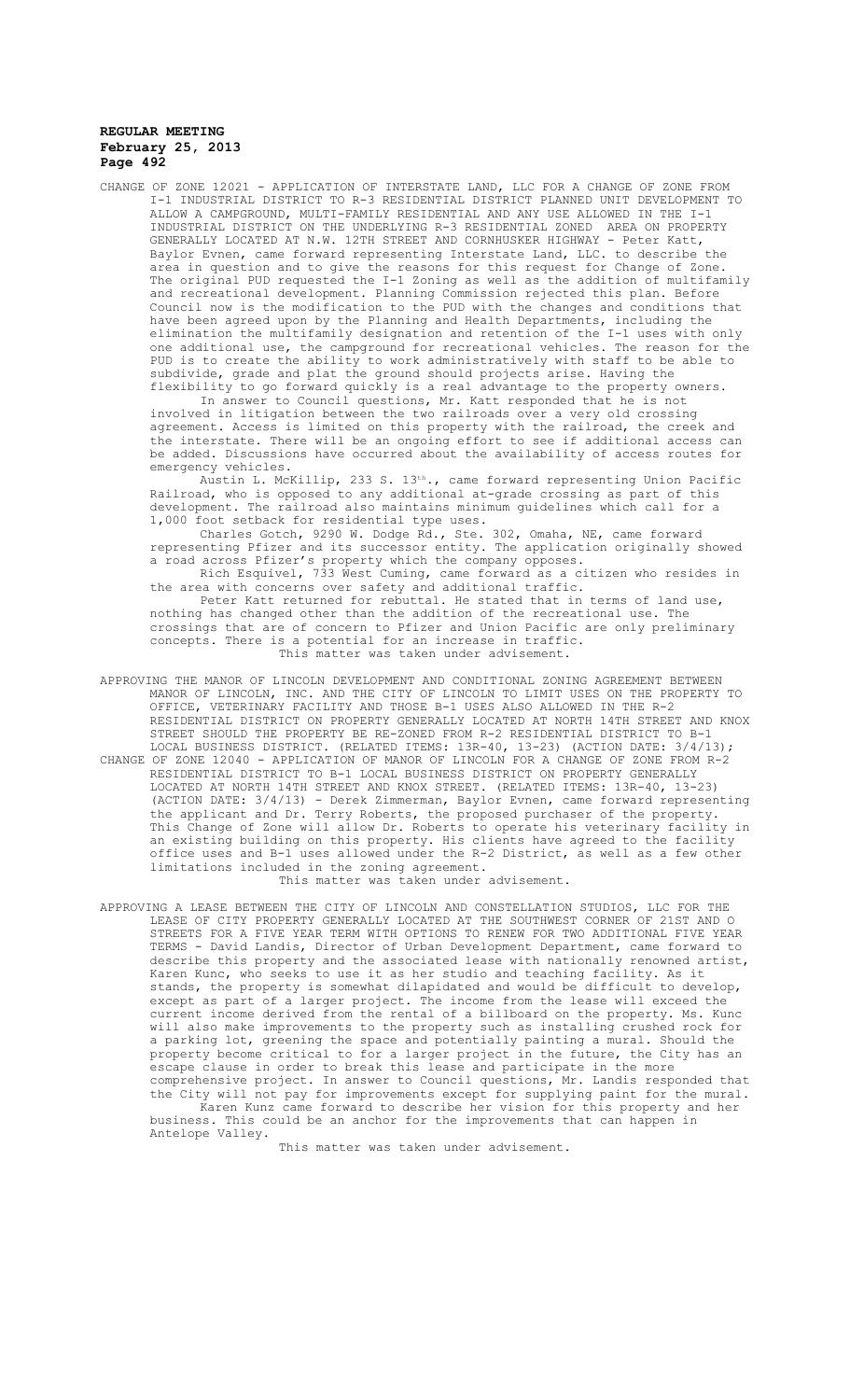CHANGE OF ZONE 12021 - APPLICATION OF INTERSTATE LAND, LLC FOR A CHANGE OF ZONE FROM I-1 INDUSTRIAL DISTRICT TO R-3 RESIDENTIAL DISTRICT PLANNED UNIT DEVELOPMENT TO ALLOW A CAMPGROUND, MULTI-FAMILY RESIDENTIAL AND ANY USE ALLOWED IN THE I-1 INDUSTRIAL DISTRICT ON THE UNDERLYING R-3 RESIDENTIAL ZONED AREA ON PROPERTY GENERALLY LOCATED AT N.W. 12TH STREET AND CORNHUSKER HIGHWAY - Peter Katt, Baylor Evnen, came forward representing Interstate Land, LLC. to describe the area in question and to give the reasons for this request for Change of Zone. The original PUD requested the I-1 Zoning as well as the addition of multifamily and recreational development. Planning Commission rejected this plan. Before Council now is the modification to the PUD with the changes and conditions that have been agreed upon by the Planning and Health Departments, including the elimination the multifamily designation and retention of the I-1 uses with only one additional use, the campground for recreational vehicles. The reason for the PUD is to create the ability to work administratively with staff to be able to subdivide, grade and plat the ground should projects arise. Having the flexibility to go forward quickly is a real advantage to the property owners.

In answer to Council questions, Mr. Katt responded that he is not involved in litigation between the two railroads over a very old crossing agreement. Access is limited on this property with the railroad, the creek and the interstate. There will be an ongoing effort to see if additional access can be added. Discussions have occurred about the availability of access routes for emergency vehicles.

Austin L. McKillip, 233 S. 13th., came forward representing Union Pacific Railroad, who is opposed to any additional at-grade crossing as part of this development. The railroad also maintains minimum guidelines which call for a 1,000 foot setback for residential type uses.

Charles Gotch, 9290 W. Dodge Rd., Ste. 302, Omaha, NE, came forward representing Pfizer and its successor entity. The application originally showed a road across Pfizer's property which the company opposes.

Rich Esquivel, 733 West Cuming, came forward as a citizen who resides in the area with concerns over safety and additional traffic.

Peter Katt returned for rebuttal. He stated that in terms of land use, nothing has changed other than the addition of the recreational use. The crossings that are of concern to Pfizer and Union Pacific are only preliminary concepts. There is a potential for an increase in traffic.

This matter was taken under advisement.

APPROVING THE MANOR OF LINCOLN DEVELOPMENT AND CONDITIONAL ZONING AGREEMENT BETWEEN MANOR OF LINCOLN, INC. AND THE CITY OF LINCOLN TO LIMIT USES ON THE PROPERTY TO OFFICE, VETERINARY FACILITY AND THOSE B-1 USES ALSO ALLOWED IN THE R-2 RESIDENTIAL DISTRICT ON PROPERTY GENERALLY LOCATED AT NORTH 14TH STREET AND KNOX STREET SHOULD THE PROPERTY BE RE-ZONED FROM R-2 RESIDENTIAL DISTRICT TO B-1 LOCAL BUSINESS DISTRICT. (RELATED ITEMS: 13R-40, 13-23) (ACTION DATE: 3/4/13);

CHANGE OF ZONE 12040 - APPLICATION OF MANOR OF LINCOLN FOR A CHANGE OF ZONE FROM R-2 RESIDENTIAL DISTRICT TO B-1 LOCAL BUSINESS DISTRICT ON PROPERTY GENERALLY LOCATED AT NORTH 14TH STREET AND KNOX STREET. (RELATED ITEMS: 13R-40, 13-23) (ACTION DATE: 3/4/13) - Derek Zimmerman, Baylor Evnen, came forward representing the applicant and Dr. Terry Roberts, the proposed purchaser of the property. This Change of Zone will allow Dr. Roberts to operate his veterinary facility in an existing building on this property. His clients have agreed to the facility office uses and B-1 uses allowed under the R-2 District, as well as a few other limitations included in the zoning agreement.

This matter was taken under advisement.

APPROVING A LEASE BETWEEN THE CITY OF LINCOLN AND CONSTELLATION STUDIOS, LLC FOR THE LEASE OF CITY PROPERTY GENERALLY LOCATED AT THE SOUTHWEST CORNER OF 21ST AND O STREETS FOR A FIVE YEAR TERM WITH OPTIONS TO RENEW FOR TWO ADDITIONAL FIVE YEAR TERMS - David Landis, Director of Urban Development Department, came forward to describe this property and the associated lease with nationally renowned artist, Karen Kunc, who seeks to use it as her studio and teaching facility. As it stands, the property is somewhat dilapidated and would be difficult to develop, except as part of a larger project. The income from the lease will exceed the current income derived from the rental of a billboard on the property. Ms. Kunc will also make improvements to the property such as installing crushed rock for a parking lot, greening the space and potentially painting a mural. Should the property become critical to for a larger project in the future, the City has an escape clause in order to break this lease and participate in the more comprehensive project. In answer to Council questions, Mr. Landis responded that the City will not pay for improvements except for supplying paint for the mural.

Karen Kunz came forward to describe her vision for this property and her business. This could be an anchor for the improvements that can happen in Antelope Valley.

This matter was taken under advisement.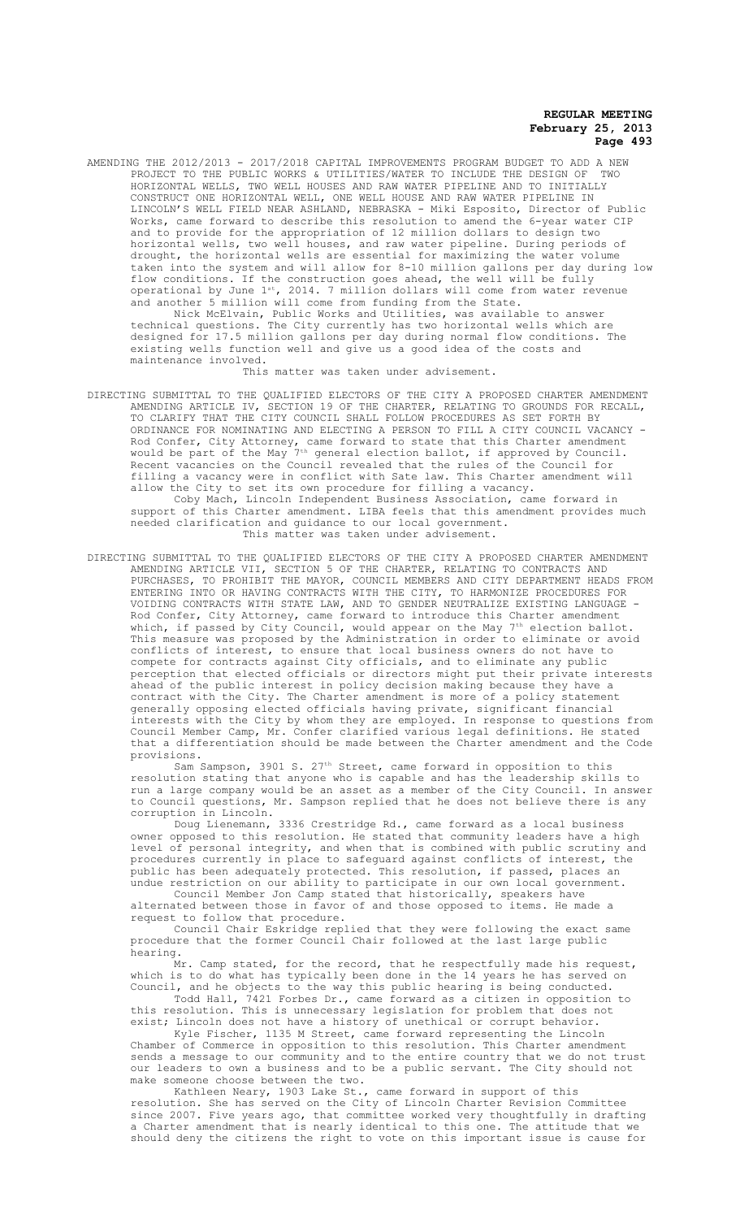AMENDING THE 2012/2013 - 2017/2018 CAPITAL IMPROVEMENTS PROGRAM BUDGET TO ADD A NEW PROJECT TO THE PUBLIC WORKS & UTILITIES/WATER TO INCLUDE THE DESIGN OF TWO HORIZONTAL WELLS, TWO WELL HOUSES AND RAW WATER PIPELINE AND TO INITIALLY CONSTRUCT ONE HORIZONTAL WELL, ONE WELL HOUSE AND RAW WATER PIPELINE IN LINCOLN'S WELL FIELD NEAR ASHLAND, NEBRASKA - Miki Esposito, Director of Public Works, came forward to describe this resolution to amend the 6-year water CIP and to provide for the appropriation of 12 million dollars to design two horizontal wells, two well houses, and raw water pipeline. During periods of drought, the horizontal wells are essential for maximizing the water volume taken into the system and will allow for 8-10 million gallons per day during low flow conditions. If the construction goes ahead, the well will be fully operational by June 1st, 2014. 7 million dollars will come from water revenue and another 5 million will come from funding from the State.

Nick McElvain, Public Works and Utilities, was available to answer technical questions. The City currently has two horizontal wells which are designed for 17.5 million gallons per day during normal flow conditions. The existing wells function well and give us a good idea of the costs and maintenance involved.

This matter was taken under advisement.

DIRECTING SUBMITTAL TO THE QUALIFIED ELECTORS OF THE CITY A PROPOSED CHARTER AMENDMENT AMENDING ARTICLE IV, SECTION 19 OF THE CHARTER, RELATING TO GROUNDS FOR RECALL, TO CLARIFY THAT THE CITY COUNCIL SHALL FOLLOW PROCEDURES AS SET FORTH BY ORDINANCE FOR NOMINATING AND ELECTING A PERSON TO FILL A CITY COUNCIL VACANCY - Rod Confer, City Attorney, came forward to state that this Charter amendment would be part of the May 7th general election ballot, if approved by Council. Recent vacancies on the Council revealed that the rules of the Council for filling a vacancy were in conflict with Sate law. This Charter amendment will allow the City to set its own procedure for filling a vacancy.

Coby Mach, Lincoln Independent Business Association, came forward in support of this Charter amendment. LIBA feels that this amendment provides much needed clarification and guidance to our local government.

This matter was taken under advisement.

DIRECTING SUBMITTAL TO THE QUALIFIED ELECTORS OF THE CITY A PROPOSED CHARTER AMENDMENT AMENDING ARTICLE VII, SECTION 5 OF THE CHARTER, RELATING TO CONTRACTS AND PURCHASES, TO PROHIBIT THE MAYOR, COUNCIL MEMBERS AND CITY DEPARTMENT HEADS FROM ENTERING INTO OR HAVING CONTRACTS WITH THE CITY, TO HARMONIZE PROCEDURES FOR VOIDING CONTRACTS WITH STATE LAW, AND TO GENDER NEUTRALIZE EXISTING LANGUAGE - Rod Confer, City Attorney, came forward to introduce this Charter amendment which, if passed by City Council, would appear on the May 7th election ballot. This measure was proposed by the Administration in order to eliminate or avoid conflicts of interest, to ensure that local business owners do not have to compete for contracts against City officials, and to eliminate any public perception that elected officials or directors might put their private interests ahead of the public interest in policy decision making because they have a contract with the City. The Charter amendment is more of a policy statement generally opposing elected officials having private, significant financial interests with the City by whom they are employed. In response to questions from Council Member Camp, Mr. Confer clarified various legal definitions. He stated that a differentiation should be made between the Charter amendment and the Code provisions.

Sam Sampson, 3901 S. 27th Street, came forward in opposition to this resolution stating that anyone who is capable and has the leadership skills to run a large company would be an asset as a member of the City Council. In answer to Council questions, Mr. Sampson replied that he does not believe there is any corruption in Lincoln.

Doug Lienemann, 3336 Crestridge Rd., came forward as a local business owner opposed to this resolution. He stated that community leaders have a high level of personal integrity, and when that is combined with public scrutiny and procedures currently in place to safeguard against conflicts of interest, the public has been adequately protected. This resolution, if passed, places an undue restriction on our ability to participate in our own local government.

Council Member Jon Camp stated that historically, speakers have alternated between those in favor of and those opposed to items. He made a request to follow that procedure.

Council Chair Eskridge replied that they were following the exact same procedure that the former Council Chair followed at the last large public hearing.

Mr. Camp stated, for the record, that he respectfully made his request, which is to do what has typically been done in the 14 years he has served on Council, and he objects to the way this public hearing is being conducted.

Todd Hall, 7421 Forbes Dr., came forward as a citizen in opposition to this resolution. This is unnecessary legislation for problem that does not exist; Lincoln does not have a history of unethical or corrupt behavior.

Kyle Fischer, 1135 M Street, came forward representing the Lincoln Chamber of Commerce in opposition to this resolution. This Charter amendment sends a message to our community and to the entire country that we do not trust our leaders to own a business and to be a public servant. The City should not make someone choose between the two.

Kathleen Neary, 1903 Lake St., came forward in support of this resolution. She has served on the City of Lincoln Charter Revision Committee since 2007. Five years ago, that committee worked very thoughtfully in drafting a Charter amendment that is nearly identical to this one. The attitude that we should deny the citizens the right to vote on this important issue is cause for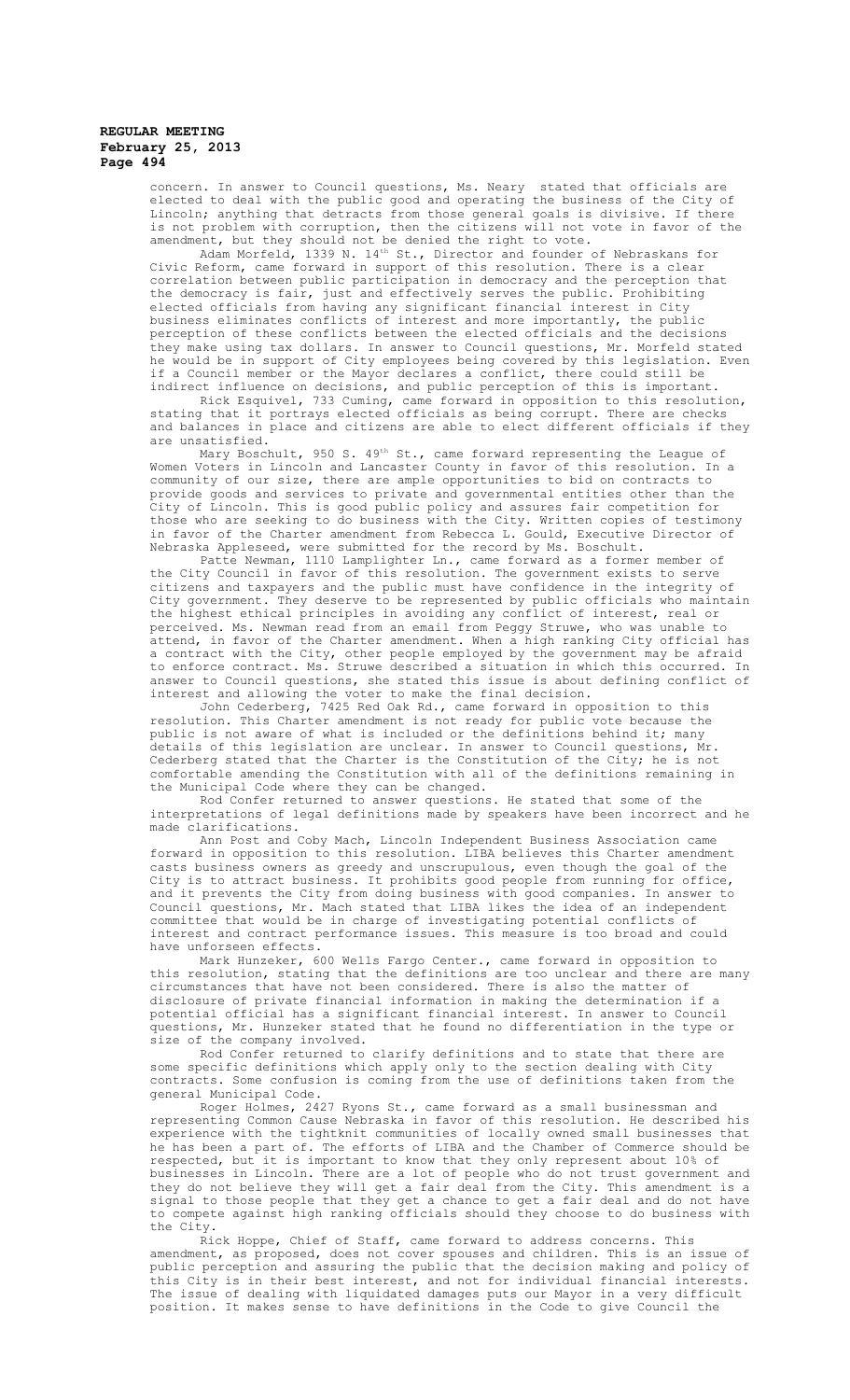concern. In answer to Council questions, Ms. Neary stated that officials are elected to deal with the public good and operating the business of the City of Lincoln; anything that detracts from those general goals is divisive. If there is not problem with corruption, then the citizens will not vote in favor of the amendment, but they should not be denied the right to vote.

Adam Morfeld, 1339 N. 14th St., Director and founder of Nebraskans for Civic Reform, came forward in support of this resolution. There is a clear correlation between public participation in democracy and the perception that the democracy is fair, just and effectively serves the public. Prohibiting elected officials from having any significant financial interest in City business eliminates conflicts of interest and more importantly, the public perception of these conflicts between the elected officials and the decisions they make using tax dollars. In answer to Council questions, Mr. Morfeld stated he would be in support of City employees being covered by this legislation. Even if a Council member or the Mayor declares a conflict, there could still be indirect influence on decisions, and public perception of this is important.

Rick Esquivel, 733 Cuming, came forward in opposition to this resolution, stating that it portrays elected officials as being corrupt. There are checks and balances in place and citizens are able to elect different officials if they are unsatisfied.

Mary Boschult, 950 S. 49th St., came forward representing the League of Women Voters in Lincoln and Lancaster County in favor of this resolution. In a community of our size, there are ample opportunities to bid on contracts to provide goods and services to private and governmental entities other than the City of Lincoln. This is good public policy and assures fair competition for those who are seeking to do business with the City. Written copies of testimony in favor of the Charter amendment from Rebecca L. Gould, Executive Director of Nebraska Appleseed, were submitted for the record by Ms. Boschult.

Patte Newman, 1110 Lamplighter Ln., came forward as a former member of the City Council in favor of this resolution. The government exists to serve citizens and taxpayers and the public must have confidence in the integrity of City government. They deserve to be represented by public officials who maintain the highest ethical principles in avoiding any conflict of interest, real or perceived. Ms. Newman read from an email from Peggy Struwe, who was unable to attend, in favor of the Charter amendment. When a high ranking City official has a contract with the City, other people employed by the government may be afraid to enforce contract. Ms. Struwe described a situation in which this occurred. In answer to Council questions, she stated this issue is about defining conflict of interest and allowing the voter to make the final decision.

John Cederberg, 7425 Red Oak Rd., came forward in opposition to this resolution. This Charter amendment is not ready for public vote because the public is not aware of what is included or the definitions behind it; many details of this legislation are unclear. In answer to Council questions, Mr. Cederberg stated that the Charter is the Constitution of the City; he is not comfortable amending the Constitution with all of the definitions remaining in the Municipal Code where they can be changed.

Rod Confer returned to answer questions. He stated that some of the interpretations of legal definitions made by speakers have been incorrect and he made clarifications.

Ann Post and Coby Mach, Lincoln Independent Business Association came forward in opposition to this resolution. LIBA believes this Charter amendment casts business owners as greedy and unscrupulous, even though the goal of the City is to attract business. It prohibits good people from running for office, and it prevents the City from doing business with good companies. In answer to Council questions, Mr. Mach stated that LIBA likes the idea of an independent committee that would be in charge of investigating potential conflicts of interest and contract performance issues. This measure is too broad and could have unforseen effects.

Mark Hunzeker, 600 Wells Fargo Center., came forward in opposition to this resolution, stating that the definitions are too unclear and there are many circumstances that have not been considered. There is also the matter of disclosure of private financial information in making the determination if a potential official has a significant financial interest. In answer to Council questions, Mr. Hunzeker stated that he found no differentiation in the type or size of the company involved.

Rod Confer returned to clarify definitions and to state that there are some specific definitions which apply only to the section dealing with City contracts. Some confusion is coming from the use of definitions taken from the general Municipal Code.

Roger Holmes, 2427 Ryons St., came forward as a small businessman and representing Common Cause Nebraska in favor of this resolution. He described his experience with the tightknit communities of locally owned small businesses that he has been a part of. The efforts of LIBA and the Chamber of Commerce should be respected, but it is important to know that they only represent about 10% of businesses in Lincoln. There are a lot of people who do not trust government and they do not believe they will get a fair deal from the City. This amendment is a signal to those people that they get a chance to get a fair deal and do not have to compete against high ranking officials should they choose to do business with the City.

Rick Hoppe, Chief of Staff, came forward to address concerns. This amendment, as proposed, does not cover spouses and children. This is an issue of public perception and assuring the public that the decision making and policy of this City is in their best interest, and not for individual financial interests. The issue of dealing with liquidated damages puts our Mayor in a very difficult position. It makes sense to have definitions in the Code to give Council the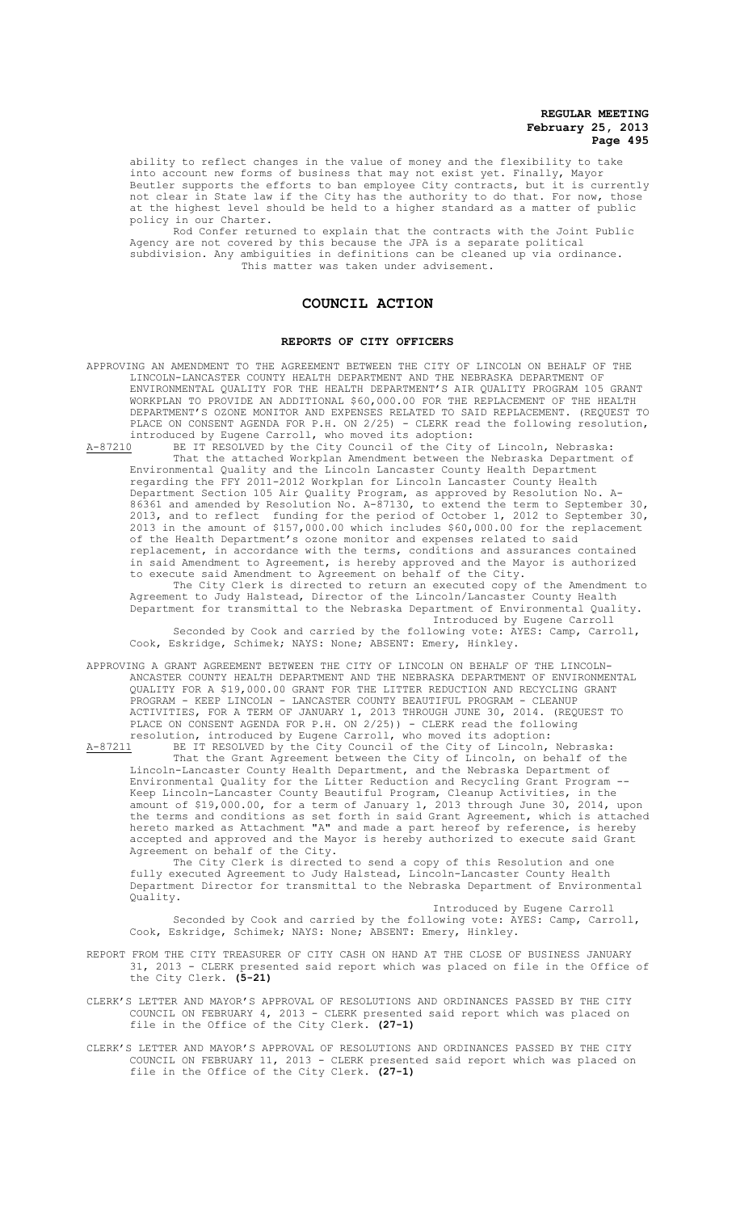ability to reflect changes in the value of money and the flexibility to take into account new forms of business that may not exist yet. Finally, Mayor Beutler supports the efforts to ban employee City contracts, but it is currently not clear in State law if the City has the authority to do that. For now, those at the highest level should be held to a higher standard as a matter of public policy in our Charter.

Rod Confer returned to explain that the contracts with the Joint Public Agency are not covered by this because the JPA is a separate political subdivision. Any ambiguities in definitions can be cleaned up via ordinance.

This matter was taken under advisement.

## COUNCIL ACTION

### REPORTS OF CITY OFFICERS

APPROVING AN AMENDMENT TO THE AGREEMENT BETWEEN THE CITY OF LINCOLN ON BEHALF OF THE LINCOLN-LANCASTER COUNTY HEALTH DEPARTMENT AND THE NEBRASKA DEPARTMENT OF ENVIRONMENTAL QUALITY FOR THE HEALTH DEPARTMENT'S AIR QUALITY PROGRAM 105 GRANT WORKPLAN TO PROVIDE AN ADDITIONAL $60,000.00 FOR THE REPLACEMENT OF THE HEALTH DEPARTMENT'S OZONE MONITOR AND EXPENSES RELATED TO SAID REPLACEMENT. (REQUEST TO PLACE ON CONSENT AGENDA FOR P.H. ON 2/25) - CLERK read the following resolution, introduced by Eugene Carroll, who moved its adoption:

A-87210 BE IT RESOLVED by the City Council of the City of Lincoln, Nebraska:

That the attached Workplan Amendment between the Nebraska Department of Environmental Quality and the Lincoln Lancaster County Health Department regarding the FFY 2011-2012 Workplan for Lincoln Lancaster County Health Department Section 105 Air Quality Program, as approved by Resolution No. A-86361 and amended by Resolution No. A-87130, to extend the term to September 30, 2013, and to reflect funding for the period of October 1, 2012 to September 30, 2013 in the amount of $157,000.00 which includes $60,000.00 for the replacement of the Health Department's ozone monitor and expenses related to said replacement, in accordance with the terms, conditions and assurances contained in said Amendment to Agreement, is hereby approved and the Mayor is authorized to execute said Amendment to Agreement on behalf of the City.

The City Clerk is directed to return an executed copy of the Amendment to Agreement to Judy Halstead, Director of the Lincoln/Lancaster County Health Department for transmittal to the Nebraska Department of Environmental Quality.

Introduced by Eugene Carroll

Seconded by Cook and carried by the following vote: AYES: Camp, Carroll, Cook, Eskridge, Schimek; NAYS: None; ABSENT: Emery, Hinkley.

APPROVING A GRANT AGREEMENT BETWEEN THE CITY OF LINCOLN ON BEHALF OF THE LINCOLN-ANCASTER COUNTY HEALTH DEPARTMENT AND THE NEBRASKA DEPARTMENT OF ENVIRONMENTAL QUALITY FOR A $19,000.00 GRANT FOR THE LITTER REDUCTION AND RECYCLING GRANT PROGRAM - KEEP LINCOLN - LANCASTER COUNTY BEAUTIFUL PROGRAM - CLEANUP ACTIVITIES, FOR A TERM OF JANUARY 1, 2013 THROUGH JUNE 30, 2014. (REQUEST TO PLACE ON CONSENT AGENDA FOR P.H. ON 2/25)) - CLERK read the following resolution, introduced by Eugene Carroll, who moved its adoption:

A-87211 BE IT RESOLVED by the City Council of the City of Lincoln, Nebraska:

That the Grant Agreement between the City of Lincoln, on behalf of the Lincoln-Lancaster County Health Department, and the Nebraska Department of Environmental Quality for the Litter Reduction and Recycling Grant Program -- Keep Lincoln-Lancaster County Beautiful Program, Cleanup Activities, in the amount of $19,000.00, for a term of January 1, 2013 through June 30, 2014, upon the terms and conditions as set forth in said Grant Agreement, which is attached hereto marked as Attachment "A" and made a part hereof by reference, is hereby accepted and approved and the Mayor is hereby authorized to execute said Grant Agreement on behalf of the City.

The City Clerk is directed to send a copy of this Resolution and one fully executed Agreement to Judy Halstead, Lincoln-Lancaster County Health Department Director for transmittal to the Nebraska Department of Environmental Quality.

Introduced by Eugene Carroll

Seconded by Cook and carried by the following vote: AYES: Camp, Carroll, Cook, Eskridge, Schimek; NAYS: None; ABSENT: Emery, Hinkley.

REPORT FROM THE CITY TREASURER OF CITY CASH ON HAND AT THE CLOSE OF BUSINESS JANUARY 31, 2013 - CLERK presented said report which was placed on file in the Office of the City Clerk. **(5-21)**

CLERK'S LETTER AND MAYOR'S APPROVAL OF RESOLUTIONS AND ORDINANCES PASSED BY THE CITY COUNCIL ON FEBRUARY 4, 2013 - CLERK presented said report which was placed on file in the Office of the City Clerk. **(27-1)**

CLERK'S LETTER AND MAYOR'S APPROVAL OF RESOLUTIONS AND ORDINANCES PASSED BY THE CITY COUNCIL ON FEBRUARY 11, 2013 - CLERK presented said report which was placed on file in the Office of the City Clerk. **(27-1)**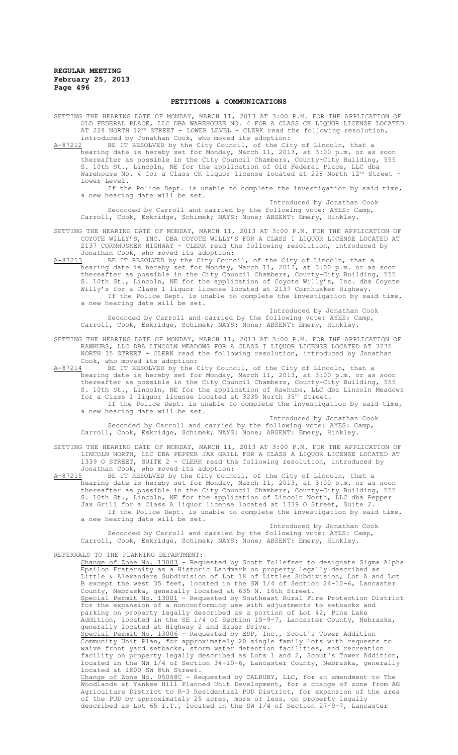## PETITIONS & COMMUNICATIONS

SETTING THE HEARING DATE OF MONDAY, MARCH 11, 2013 AT 3:00 P.M. FOR THE APPLICATION OF OLD FEDERAL PLACE, LLC DBA WAREHOUSE NO. 4 FOR A CLASS CK LIQUOR LICENSE LOCATED AT 228 NORTH 12TH STREET - LOWER LEVEL - CLERK read the following resolution, introduced by Jonathan Cook, who moved its adoption:

A-87212 BE IT RESOLVED by the City Council, of the City of Lincoln, that a hearing date is hereby set for Monday, March 11, 2013, at 3:00 p.m. or as soon thereafter as possible in the City Council Chambers, County-City Building, 555 S. 10th St., Lincoln, NE for the application of Old Federal Place, LLC dba Warehouse No. 4 for a Class CK liquor license located at 228 North 12th Street - Lower Level.

If the Police Dept. is unable to complete the investigation by said time, a new hearing date will be set.

Introduced by Jonathan Cook

Seconded by Carroll and carried by the following vote: AYES: Camp, Carroll, Cook, Eskridge, Schimek; NAYS: None; ABSENT: Emery, Hinkley.

SETTING THE HEARING DATE OF MONDAY, MARCH 11, 2013 AT 3:00 P.M. FOR THE APPLICATION OF COYOTE WILLY'S, INC. DBA COYOTE WILLY'S FOR A CLASS I LIQUOR LICENSE LOCATED AT 2137 CORNHUSKER HIGHWAY - CLERK read the following resolution, introduced by Jonathan Cook, who moved its adoption:

A-87213 BE IT RESOLVED by the City Council, of the City of Lincoln, that a hearing date is hereby set for Monday, March 11, 2013, at 3:00 p.m. or as soon thereafter as possible in the City Council Chambers, County-City Building, 555 S. 10th St., Lincoln, NE for the application of Coyote Willy's, Inc. dba Coyote Willy's for a Class I liquor license located at 2137 Cornhusker Highway.

If the Police Dept. is unable to complete the investigation by said time, a new hearing date will be set.

Introduced by Jonathan Cook

Seconded by Carroll and carried by the following vote: AYES: Camp, Carroll, Cook, Eskridge, Schimek; NAYS: None; ABSENT: Emery, Hinkley.

SETTING THE HEARING DATE OF MONDAY, MARCH 11, 2013 AT 3:00 P.M. FOR THE APPLICATION OF RAWHUBS, LLC DBA LINCOLN MEADOWS FOR A CLASS I LIQUOR LICENSE LOCATED AT 3235 NORTH 35 STREET - CLERK read the following resolution, introduced by Jonathan Cook, who moved its adoption:

A-87214 BE IT RESOLVED by the City Council, of the City of Lincoln, that a hearing date is hereby set for Monday, March 11, 2013, at 3:00 p.m. or as soon thereafter as possible in the City Council Chambers, County-City Building, 555 S. 10th St., Lincoln, NE for the application of Rawhubs, LLC dba Lincoln Meadows for a Class I liquor license located at 3235 North 35th Street.

If the Police Dept. is unable to complete the investigation by said time, a new hearing date will be set.

Introduced by Jonathan Cook

Seconded by Carroll and carried by the following vote: AYES: Camp, Carroll, Cook, Eskridge, Schimek; NAYS: None; ABSENT: Emery, Hinkley.

SETTING THE HEARING DATE OF MONDAY, MARCH 11, 2013 AT 3:00 P.M. FOR THE APPLICATION OF LINCOLN NORTH, LLC DBA PEPPER JAX GRILL FOR A CLASS A LIQUOR LICENSE LOCATED AT 1339 O STREET, SUITE 2 - CLERK read the following resolution, introduced by Jonathan Cook, who moved its adoption:

A-87215 BE IT RESOLVED by the City Council, of the City of Lincoln, that a hearing date is hereby set for Monday, March 11, 2013, at 3:00 p.m. or as soon thereafter as possible in the City Council Chambers, County-City Building, 555 S. 10th St., Lincoln, NE for the application of Lincoln North, LLC dba Pepper Jax Grill for a Class A liquor license located at 1339 O Street, Suite 2.

If the Police Dept. is unable to complete the investigation by said time, a new hearing date will be set.

Introduced by Jonathan Cook

Seconded by Carroll and carried by the following vote: AYES: Camp, Carroll, Cook, Eskridge, Schimek; NAYS: None; ABSENT: Emery, Hinkley.

REFERRALS TO THE PLANNING DEPARTMENT:

Change of Zone No. 13003 - Requested by Scott Tollefsen to designate Sigma Alpha Epsilon Fraternity as a Historic Landmark on property legally described as Little & Alexanders Subdivision of Lot 18 of Littles Subdivision, Lot A and Lot B except the west 35 feet, located in the SW 1/4 of Section 24-10-6, Lancaster County, Nebraska, generally located at 635 N. 16th Street.

Special Permit No. 13001 - Requested by Southeast Rural Fire Protection District for the expansion of a nonconforming use with adjustments to setbacks and parking on property legally described as a portion of Lot 42, Pine Lake Addition, located in the SE 1/4 of Section 15-9-7, Lancaster County, Nebraska, generally located at Highway 2 and Eiger Drive.

Special Permit No. 13006 - Requested by ESP, Inc., Scout's Tower Addition Community Unit Plan, for approximately 20 single family lots with requests to waive front yard setbacks, storm water detention facilities, and recreation facility on property legally described as Lots 1 and 2, Scout's Tower Addition, located in the NW 1/4 of Section 34-10-6, Lancaster County, Nebraska, generally located at 1800 SW 8th Street.

Change of Zone No. 05068C - Requested by CALRUBY, LLC, for an amendment to The Woodlands at Yankee Hill Planned Unit Development, for a change of zone from AG Agriculture District to R-3 Residential PUD District, for expansion of the area of the PUD by approximately 25 acres, more or less, on property legally described as Lot 65 I.T., located in the SW 1/4 of Section 27-9-7, Lancaster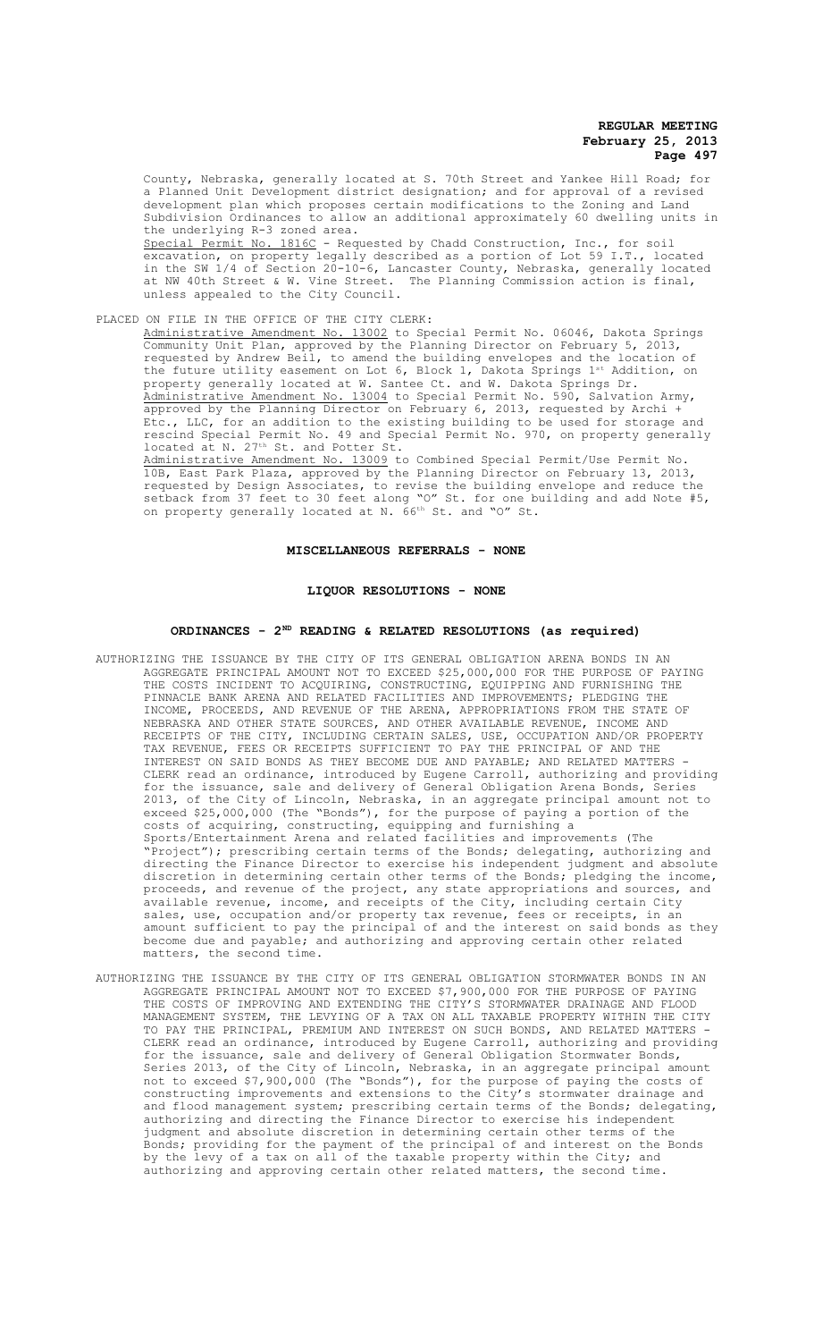County, Nebraska, generally located at S. 70th Street and Yankee Hill Road; for a Planned Unit Development district designation; and for approval of a revised development plan which proposes certain modifications to the Zoning and Land Subdivision Ordinances to allow an additional approximately 60 dwelling units in the underlying R-3 zoned area.

Special Permit No. 1816C - Requested by Chadd Construction, Inc., for soil excavation, on property legally described as a portion of Lot 59 I.T., located in the SW 1/4 of Section 20-10-6, Lancaster County, Nebraska, generally located at NW 40th Street & W. Vine Street. The Planning Commission action is final, unless appealed to the City Council.

PLACED ON FILE IN THE OFFICE OF THE CITY CLERK:

Administrative Amendment No. 13002 to Special Permit No. 06046, Dakota Springs Community Unit Plan, approved by the Planning Director on February 5, 2013, requested by Andrew Beil, to amend the building envelopes and the location of the future utility easement on Lot 6, Block 1, Dakota Springs 1st Addition, on property generally located at W. Santee Ct. and W. Dakota Springs Dr.

Administrative Amendment No. 13004 to Special Permit No. 590, Salvation Army, approved by the Planning Director on February 6, 2013, requested by Archi + Etc., LLC, for an addition to the existing building to be used for storage and rescind Special Permit No. 49 and Special Permit No. 970, on property generally located at N. 27th St. and Potter St.

Administrative Amendment No. 13009 to Combined Special Permit/Use Permit No. 10B, East Park Plaza, approved by the Planning Director on February 13, 2013, requested by Design Associates, to revise the building envelope and reduce the setback from 37 feet to 30 feet along "O" St. for one building and add Note #5, on property generally located at N. 66th St. and "O" St.

## MISCELLANEOUS REFERRALS - NONE

## LIQUOR RESOLUTIONS - NONE

## ORDINANCES - 2ND READING & RELATED RESOLUTIONS (as required)

AUTHORIZING THE ISSUANCE BY THE CITY OF ITS GENERAL OBLIGATION ARENA BONDS IN AN AGGREGATE PRINCIPAL AMOUNT NOT TO EXCEED $25,000,000 FOR THE PURPOSE OF PAYING THE COSTS INCIDENT TO ACQUIRING, CONSTRUCTING, EQUIPPING AND FURNISHING THE PINNACLE BANK ARENA AND RELATED FACILITIES AND IMPROVEMENTS; PLEDGING THE INCOME, PROCEEDS, AND REVENUE OF THE ARENA, APPROPRIATIONS FROM THE STATE OF NEBRASKA AND OTHER STATE SOURCES, AND OTHER AVAILABLE REVENUE, INCOME AND RECEIPTS OF THE CITY, INCLUDING CERTAIN SALES, USE, OCCUPATION AND/OR PROPERTY TAX REVENUE, FEES OR RECEIPTS SUFFICIENT TO PAY THE PRINCIPAL OF AND THE INTEREST ON SAID BONDS AS THEY BECOME DUE AND PAYABLE; AND RELATED MATTERS - CLERK read an ordinance, introduced by Eugene Carroll, authorizing and providing for the issuance, sale and delivery of General Obligation Arena Bonds, Series 2013, of the City of Lincoln, Nebraska, in an aggregate principal amount not to exceed $25,000,000 (The "Bonds"), for the purpose of paying a portion of the costs of acquiring, constructing, equipping and furnishing a Sports/Entertainment Arena and related facilities and improvements (The "Project"); prescribing certain terms of the Bonds; delegating, authorizing and directing the Finance Director to exercise his independent judgment and absolute discretion in determining certain other terms of the Bonds; pledging the income, proceeds, and revenue of the project, any state appropriations and sources, and available revenue, income, and receipts of the City, including certain City sales, use, occupation and/or property tax revenue, fees or receipts, in an amount sufficient to pay the principal of and the interest on said bonds as they become due and payable; and authorizing and approving certain other related matters, the second time.

AUTHORIZING THE ISSUANCE BY THE CITY OF ITS GENERAL OBLIGATION STORMWATER BONDS IN AN AGGREGATE PRINCIPAL AMOUNT NOT TO EXCEED $7,900,000 FOR THE PURPOSE OF PAYING THE COSTS OF IMPROVING AND EXTENDING THE CITY'S STORMWATER DRAINAGE AND FLOOD MANAGEMENT SYSTEM, THE LEVYING OF A TAX ON ALL TAXABLE PROPERTY WITHIN THE CITY TO PAY THE PRINCIPAL, PREMIUM AND INTEREST ON SUCH BONDS, AND RELATED MATTERS - CLERK read an ordinance, introduced by Eugene Carroll, authorizing and providing for the issuance, sale and delivery of General Obligation Stormwater Bonds, Series 2013, of the City of Lincoln, Nebraska, in an aggregate principal amount not to exceed $7,900,000 (The "Bonds"), for the purpose of paying the costs of constructing improvements and extensions to the City's stormwater drainage and and flood management system; prescribing certain terms of the Bonds; delegating, authorizing and directing the Finance Director to exercise his independent judgment and absolute discretion in determining certain other terms of the Bonds; providing for the payment of the principal of and interest on the Bonds by the levy of a tax on all of the taxable property within the City; and authorizing and approving certain other related matters, the second time.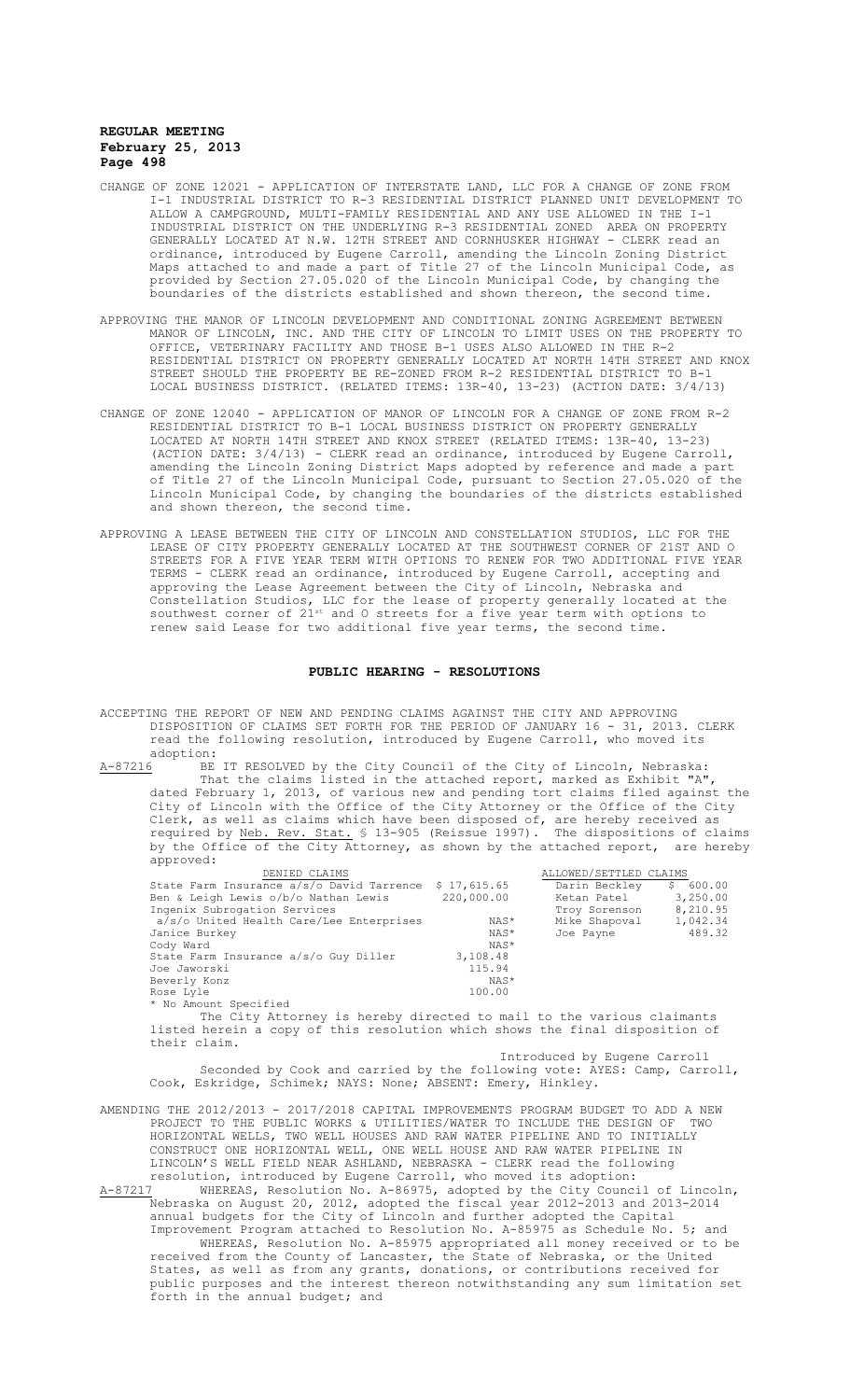CHANGE OF ZONE 12021 - APPLICATION OF INTERSTATE LAND, LLC FOR A CHANGE OF ZONE FROM I-1 INDUSTRIAL DISTRICT TO R-3 RESIDENTIAL DISTRICT PLANNED UNIT DEVELOPMENT TO ALLOW A CAMPGROUND, MULTI-FAMILY RESIDENTIAL AND ANY USE ALLOWED IN THE I-1 INDUSTRIAL DISTRICT ON THE UNDERLYING R-3 RESIDENTIAL ZONED AREA ON PROPERTY GENERALLY LOCATED AT N.W. 12TH STREET AND CORNHUSKER HIGHWAY - CLERK read an ordinance, introduced by Eugene Carroll, amending the Lincoln Zoning District Maps attached to and made a part of Title 27 of the Lincoln Municipal Code, as provided by Section 27.05.020 of the Lincoln Municipal Code, by changing the boundaries of the districts established and shown thereon, the second time.

APPROVING THE MANOR OF LINCOLN DEVELOPMENT AND CONDITIONAL ZONING AGREEMENT BETWEEN MANOR OF LINCOLN, INC. AND THE CITY OF LINCOLN TO LIMIT USES ON THE PROPERTY TO OFFICE, VETERINARY FACILITY AND THOSE B-1 USES ALSO ALLOWED IN THE R-2 RESIDENTIAL DISTRICT ON PROPERTY GENERALLY LOCATED AT NORTH 14TH STREET AND KNOX STREET SHOULD THE PROPERTY BE RE-ZONED FROM R-2 RESIDENTIAL DISTRICT TO B-1 LOCAL BUSINESS DISTRICT. (RELATED ITEMS: 13R-40, 13-23) (ACTION DATE: 3/4/13)

CHANGE OF ZONE 12040 - APPLICATION OF MANOR OF LINCOLN FOR A CHANGE OF ZONE FROM R-2 RESIDENTIAL DISTRICT TO B-1 LOCAL BUSINESS DISTRICT ON PROPERTY GENERALLY LOCATED AT NORTH 14TH STREET AND KNOX STREET (RELATED ITEMS: 13R-40, 13-23) (ACTION DATE: 3/4/13) - CLERK read an ordinance, introduced by Eugene Carroll, amending the Lincoln Zoning District Maps adopted by reference and made a part of Title 27 of the Lincoln Municipal Code, pursuant to Section 27.05.020 of the Lincoln Municipal Code, by changing the boundaries of the districts established and shown thereon, the second time.

APPROVING A LEASE BETWEEN THE CITY OF LINCOLN AND CONSTELLATION STUDIOS, LLC FOR THE LEASE OF CITY PROPERTY GENERALLY LOCATED AT THE SOUTHWEST CORNER OF 21ST AND O STREETS FOR A FIVE YEAR TERM WITH OPTIONS TO RENEW FOR TWO ADDITIONAL FIVE YEAR TERMS - CLERK read an ordinance, introduced by Eugene Carroll, accepting and approving the Lease Agreement between the City of Lincoln, Nebraska and Constellation Studios, LLC for the lease of property generally located at the southwest corner of 21st and O streets for a five year term with options to renew said Lease for two additional five year terms, the second time.

## PUBLIC HEARING - RESOLUTIONS

ACCEPTING THE REPORT OF NEW AND PENDING CLAIMS AGAINST THE CITY AND APPROVING DISPOSITION OF CLAIMS SET FORTH FOR THE PERIOD OF JANUARY 16 - 31, 2013. CLERK read the following resolution, introduced by Eugene Carroll, who moved its adoption:

A-87216 BE IT RESOLVED by the City Council of the City of Lincoln, Nebraska: That the claims listed in the attached report, marked as Exhibit "A", dated February 1, 2013, of various new and pending tort claims filed against the City of Lincoln with the Office of the City Attorney or the Office of the City Clerk, as well as claims which have been disposed of, are hereby received as required by Neb. Rev. Stat. § 13-905 (Reissue 1997). The dispositions of claims by the Office of the City Attorney, as shown by the attached report, are hereby approved:

| DENIED CLAIMS | | ALLOWED/SETTLED CLAIMS | |
|---|---|---|---|
| State Farm Insurance a/s/o David Tarrence | $ 17,615.65 | Darin Beckley | $ 600.00 |
| Ben & Leigh Lewis o/b/o Nathan Lewis | 220,000.00 | Ketan Patel | 3,250.00 |
| Ingenix Subrogation Services | | Troy Sorenson | 8,210.95 |
| a/s/o United Health Care/Lee Enterprises | NAS* | Mike Shapoval | 1,042.34 |
| Janice Burkey | NAS* | Joe Payne | 489.32 |
| Cody Ward | NAS* | | |
| State Farm Insurance a/s/o Guy Diller | 3,108.48 | | |
| Joe Jaworski | 115.94 | | |
| Beverly Konz | NAS* | | |
| Rose Lyle | 100.00 | | |

* No Amount Specified

The City Attorney is hereby directed to mail to the various claimants listed herein a copy of this resolution which shows the final disposition of their claim.

Introduced by Eugene Carroll

Seconded by Cook and carried by the following vote: AYES: Camp, Carroll, Cook, Eskridge, Schimek; NAYS: None; ABSENT: Emery, Hinkley.

AMENDING THE 2012/2013 - 2017/2018 CAPITAL IMPROVEMENTS PROGRAM BUDGET TO ADD A NEW PROJECT TO THE PUBLIC WORKS & UTILITIES/WATER TO INCLUDE THE DESIGN OF TWO HORIZONTAL WELLS, TWO WELL HOUSES AND RAW WATER PIPELINE AND TO INITIALLY CONSTRUCT ONE HORIZONTAL WELL, ONE WELL HOUSE AND RAW WATER PIPELINE IN LINCOLN'S WELL FIELD NEAR ASHLAND, NEBRASKA - CLERK read the following resolution, introduced by Eugene Carroll, who moved its adoption:

A-87217 WHEREAS, Resolution No. A-86975, adopted by the City Council of Lincoln, Nebraska on August 20, 2012, adopted the fiscal year 2012-2013 and 2013-2014 annual budgets for the City of Lincoln and further adopted the Capital Improvement Program attached to Resolution No. A-85975 as Schedule No. 5; and

WHEREAS, Resolution No. A-85975 appropriated all money received or to be received from the County of Lancaster, the State of Nebraska, or the United States, as well as from any grants, donations, or contributions received for public purposes and the interest thereon notwithstanding any sum limitation set forth in the annual budget; and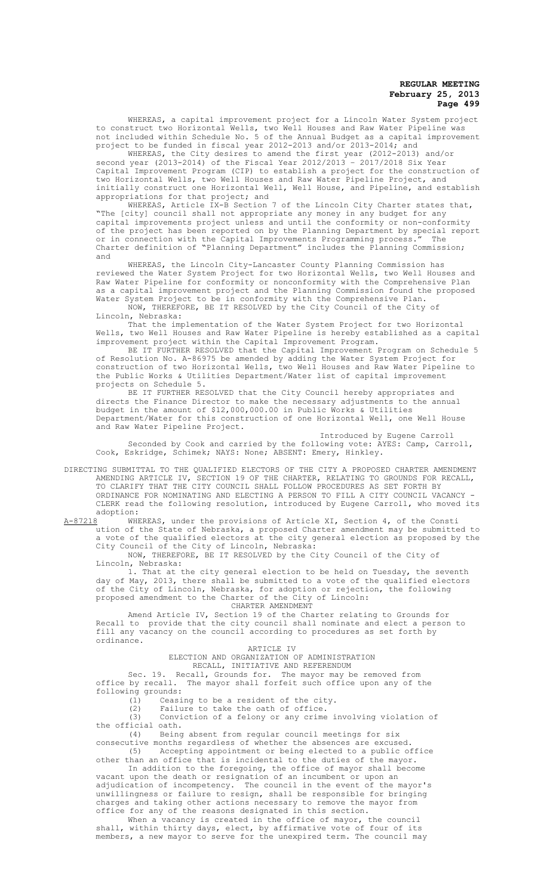WHEREAS, a capital improvement project for a Lincoln Water System project to construct two Horizontal Wells, two Well Houses and Raw Water Pipeline was not included within Schedule No. 5 of the Annual Budget as a capital improvement project to be funded in fiscal year 2012-2013 and/or 2013-2014; and

WHEREAS, the City desires to amend the first year (2012-2013) and/or second year (2013-2014) of the Fiscal Year 2012/2013 – 2017/2018 Six Year Capital Improvement Program (CIP) to establish a project for the construction of two Horizontal Wells, two Well Houses and Raw Water Pipeline Project, and initially construct one Horizontal Well, Well House, and Pipeline, and establish appropriations for that project; and

WHEREAS, Article IX-B Section 7 of the Lincoln City Charter states that, "The [city] council shall not appropriate any money in any budget for any capital improvements project unless and until the conformity or non-conformity of the project has been reported on by the Planning Department by special report or in connection with the Capital Improvements Programming process." The Charter definition of "Planning Department" includes the Planning Commission; and

WHEREAS, the Lincoln City-Lancaster County Planning Commission has reviewed the Water System Project for two Horizontal Wells, two Well Houses and Raw Water Pipeline for conformity or nonconformity with the Comprehensive Plan as a capital improvement project and the Planning Commission found the proposed Water System Project to be in conformity with the Comprehensive Plan.

NOW, THEREFORE, BE IT RESOLVED by the City Council of the City of Lincoln, Nebraska:

That the implementation of the Water System Project for two Horizontal Wells, two Well Houses and Raw Water Pipeline is hereby established as a capital improvement project within the Capital Improvement Program.

BE IT FURTHER RESOLVED that the Capital Improvement Program on Schedule 5 of Resolution No. A-86975 be amended by adding the Water System Project for construction of two Horizontal Wells, two Well Houses and Raw Water Pipeline to the Public Works & Utilities Department/Water list of capital improvement projects on Schedule 5.

BE IT FURTHER RESOLVED that the City Council hereby appropriates and directs the Finance Director to make the necessary adjustments to the annual budget in the amount of $12,000,000.00 in Public Works & Utilities Department/Water for this construction of one Horizontal Well, one Well House and Raw Water Pipeline Project.

Introduced by Eugene Carroll

Seconded by Cook and carried by the following vote: AYES: Camp, Carroll, Cook, Eskridge, Schimek; NAYS: None; ABSENT: Emery, Hinkley.

DIRECTING SUBMITTAL TO THE QUALIFIED ELECTORS OF THE CITY A PROPOSED CHARTER AMENDMENT AMENDING ARTICLE IV, SECTION 19 OF THE CHARTER, RELATING TO GROUNDS FOR RECALL, TO CLARIFY THAT THE CITY COUNCIL SHALL FOLLOW PROCEDURES AS SET FORTH BY ORDINANCE FOR NOMINATING AND ELECTING A PERSON TO FILL A CITY COUNCIL VACANCY - CLERK read the following resolution, introduced by Eugene Carroll, who moved its adoption:

A-87218 WHEREAS, under the provisions of Article XI, Section 4, of the Constitution of the State of Nebraska, a proposed Charter amendment may be submitted to a vote of the qualified electors at the city general election as proposed by the City Council of the City of Lincoln, Nebraska:

NOW, THEREFORE, BE IT RESOLVED by the City Council of the City of Lincoln, Nebraska:

1. That at the city general election to be held on Tuesday, the seventh day of May, 2013, there shall be submitted to a vote of the qualified electors of the City of Lincoln, Nebraska, for adoption or rejection, the following proposed amendment to the Charter of the City of Lincoln:

CHARTER AMENDMENT

Amend Article IV, Section 19 of the Charter relating to Grounds for Recall to provide that the city council shall nominate and elect a person to fill any vacancy on the council according to procedures as set forth by ordinance.

ARTICLE IV

ELECTION AND ORGANIZATION OF ADMINISTRATION

RECALL, INITIATIVE AND REFERENDUM

Sec. 19. Recall, Grounds for. The mayor may be removed from office by recall. The mayor shall forfeit such office upon any of the following grounds:

(1) Ceasing to be a resident of the city.

(2) Failure to take the oath of office.

(3) Conviction of a felony or any crime involving violation of the official oath.

(4) Being absent from regular council meetings for six consecutive months regardless of whether the absences are excused.

(5) Accepting appointment or being elected to a public office other than an office that is incidental to the duties of the mayor.

In addition to the foregoing, the office of mayor shall become vacant upon the death or resignation of an incumbent or upon an adjudication of incompetency. The council in the event of the mayor's unwillingness or failure to resign, shall be responsible for bringing charges and taking other actions necessary to remove the mayor from office for any of the reasons designated in this section.

When a vacancy is created in the office of mayor, the council shall, within thirty days, elect, by affirmative vote of four of its members, a new mayor to serve for the unexpired term. The council may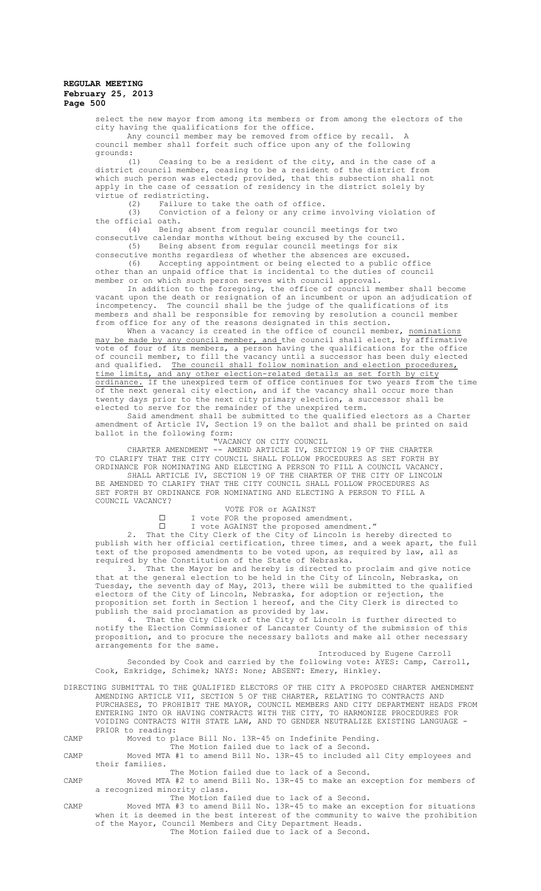select the new mayor from among its members or from among the electors of the city having the qualifications for the office.

Any council member may be removed from office by recall. A council member shall forfeit such office upon any of the following grounds:

(1) Ceasing to be a resident of the city, and in the case of a district council member, ceasing to be a resident of the district from which such person was elected; provided, that this subsection shall not apply in the case of cessation of residency in the district solely by virtue of redistricting.

(2) Failure to take the oath of office.

(3) Conviction of a felony or any crime involving violation of the official oath.

(4) Being absent from regular council meetings for two consecutive calendar months without being excused by the council.

(5) Being absent from regular council meetings for six consecutive months regardless of whether the absences are excused.

(6) Accepting appointment or being elected to a public office other than an unpaid office that is incidental to the duties of council member or on which such person serves with council approval.

In addition to the foregoing, the office of council member shall become vacant upon the death or resignation of an incumbent or upon an adjudication of incompetency. The council shall be the judge of the qualifications of its members and shall be responsible for removing by resolution a council member from office for any of the reasons designated in this section.

When a vacancy is created in the office of council member, nominations may be made by any council member, and the council shall elect, by affirmative vote of four of its members, a person having the qualifications for the office of council member, to fill the vacancy until a successor has been duly elected and qualified. The council shall follow nomination and election procedures, time limits, and any other election-related details as set forth by city ordinance. If the unexpired term of office continues for two years from the time of the next general city election, and if the vacancy shall occur more than twenty days prior to the next city primary election, a successor shall be elected to serve for the remainder of the unexpired term.

Said amendment shall be submitted to the qualified electors as a Charter amendment of Article IV, Section 19 on the ballot and shall be printed on said ballot in the following form:

"VACANCY ON CITY COUNCIL

CHARTER AMENDMENT -- AMEND ARTICLE IV, SECTION 19 OF THE CHARTER TO CLARIFY THAT THE CITY COUNCIL SHALL FOLLOW PROCEDURES AS SET FORTH BY ORDINANCE FOR NOMINATING AND ELECTING A PERSON TO FILL A COUNCIL VACANCY.

SHALL ARTICLE IV, SECTION 19 OF THE CHARTER OF THE CITY OF LINCOLN BE AMENDED TO CLARIFY THAT THE CITY COUNCIL SHALL FOLLOW PROCEDURES AS SET FORTH BY ORDINANCE FOR NOMINATING AND ELECTING A PERSON TO FILL A COUNCIL VACANCY?

VOTE FOR or AGAINST

☐ I vote FOR the proposed amendment.

☐ I vote AGAINST the proposed amendment."

2. That the City Clerk of the City of Lincoln is hereby directed to publish with her official certification, three times, and a week apart, the full text of the proposed amendments to be voted upon, as required by law, all as required by the Constitution of the State of Nebraska.

3. That the Mayor be and hereby is directed to proclaim and give notice that at the general election to be held in the City of Lincoln, Nebraska, on Tuesday, the seventh day of May, 2013, there will be submitted to the qualified electors of the City of Lincoln, Nebraska, for adoption or rejection, the proposition set forth in Section 1 hereof, and the City Clerk is directed to publish the said proclamation as provided by law.

4. That the City Clerk of the City of Lincoln is further directed to notify the Election Commissioner of Lancaster County of the submission of this proposition, and to procure the necessary ballots and make all other necessary arrangements for the same.

Introduced by Eugene Carroll

Seconded by Cook and carried by the following vote: AYES: Camp, Carroll, Cook, Eskridge, Schimek; NAYS: None; ABSENT: Emery, Hinkley.

DIRECTING SUBMITTAL TO THE QUALIFIED ELECTORS OF THE CITY A PROPOSED CHARTER AMENDMENT AMENDING ARTICLE VII, SECTION 5 OF THE CHARTER, RELATING TO CONTRACTS AND PURCHASES, TO PROHIBIT THE MAYOR, COUNCIL MEMBERS AND CITY DEPARTMENT HEADS FROM ENTERING INTO OR HAVING CONTRACTS WITH THE CITY, TO HARMONIZE PROCEDURES FOR VOIDING CONTRACTS WITH STATE LAW, AND TO GENDER NEUTRALIZE EXISTING LANGUAGE - PRIOR to reading:

CAMP Moved to place Bill No. 13R-45 on Indefinite Pending.

The Motion failed due to lack of a Second.

CAMP Moved MTA #1 to amend Bill No. 13R-45 to included all City employees and their families.

The Motion failed due to lack of a Second.

CAMP Moved MTA #2 to amend Bill No. 13R-45 to make an exception for members of a recognized minority class.

The Motion failed due to lack of a Second.

CAMP Moved MTA #3 to amend Bill No. 13R-45 to make an exception for situations when it is deemed in the best interest of the community to waive the prohibition of the Mayor, Council Members and City Department Heads.

The Motion failed due to lack of a Second.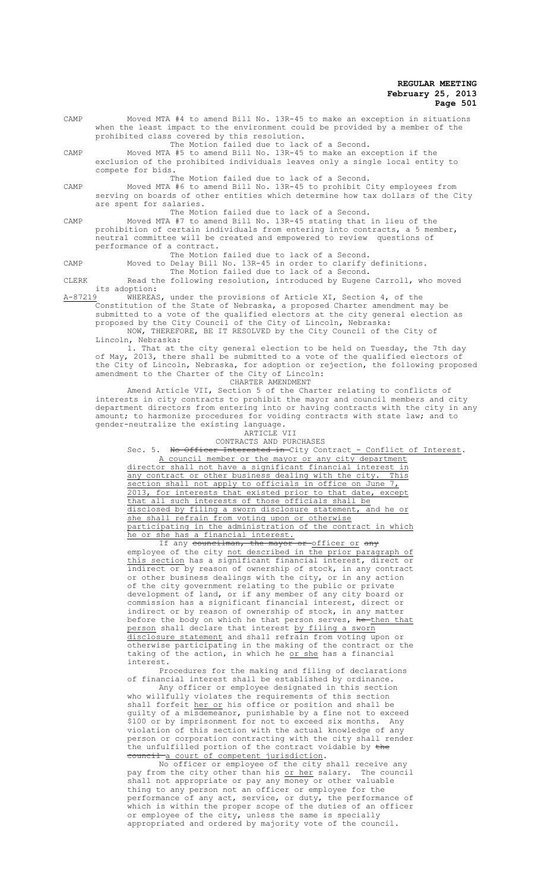CAMP Moved MTA #4 to amend Bill No. 13R-45 to make an exception in situations when the least impact to the environment could be provided by a member of the prohibited class covered by this resolution.

The Motion failed due to lack of a Second.

CAMP Moved MTA #5 to amend Bill No. 13R-45 to make an exception if the exclusion of the prohibited individuals leaves only a single local entity to compete for bids.

The Motion failed due to lack of a Second.

CAMP Moved MTA #6 to amend Bill No. 13R-45 to prohibit City employees from serving on boards of other entities which determine how tax dollars of the City are spent for salaries.

The Motion failed due to lack of a Second.

CAMP Moved MTA #7 to amend Bill No. 13R-45 stating that in lieu of the prohibition of certain individuals from entering into contracts, a 5 member, neutral committee will be created and empowered to review questions of performance of a contract.

The Motion failed due to lack of a Second.

CAMP Moved to Delay Bill No. 13R-45 in order to clarify definitions.

The Motion failed due to lack of a Second.

CLERK Read the following resolution, introduced by Eugene Carroll, who moved its adoption:

A-87219 WHEREAS, under the provisions of Article XI, Section 4, of the Constitution of the State of Nebraska, a proposed Charter amendment may be submitted to a vote of the qualified electors at the city general election as proposed by the City Council of the City of Lincoln, Nebraska:

NOW, THEREFORE, BE IT RESOLVED by the City Council of the City of Lincoln, Nebraska:

1. That at the city general election to be held on Tuesday, the 7th day of May, 2013, there shall be submitted to a vote of the qualified electors of the City of Lincoln, Nebraska, for adoption or rejection, the following proposed amendment to the Charter of the City of Lincoln:

CHARTER AMENDMENT

Amend Article VII, Section 5 of the Charter relating to conflicts of interests in city contracts to prohibit the mayor and council members and city department directors from entering into or having contracts with the city in any amount; to harmonize procedures for voiding contracts with state law; and to gender-neutralize the existing language.

ARTICLE VII

CONTRACTS AND PURCHASES

Sec. 5. ~~No Officer Interested in~~ City Contract - Conflict of Interest. A council member or the mayor or any city department director shall not have a significant financial interest in any contract or other business dealing with the city. This section shall not apply to officials in office on June 7, 2013, for interests that existed prior to that date, except that all such interests of those officials shall be disclosed by filing a sworn disclosure statement, and he or she shall refrain from voting upon or otherwise participating in the administration of the contract in which he or she has a financial interest.

If any ~~councilman, the mayor or~~ officer or ~~any~~ employee of the city not described in the prior paragraph of this section has a significant financial interest, direct or indirect or by reason of ownership of stock, in any contract or other business dealings with the city, or in any action of the city government relating to the public or private development of land, or if any member of any city board or commission has a significant financial interest, direct or indirect or by reason of ownership of stock, in any matter before the body on which he that person serves, ~~he~~ then that person shall declare that interest by filing a sworn disclosure statement and shall refrain from voting upon or otherwise participating in the making of the contract or the taking of the action, in which he or she has a financial interest.

Procedures for the making and filing of declarations of financial interest shall be established by ordinance.

Any officer or employee designated in this section who willfully violates the requirements of this section shall forfeit her or his office or position and shall be guilty of a misdemeanor, punishable by a fine not to exceed $100 or by imprisonment for not to exceed six months. Any violation of this section with the actual knowledge of any person or corporation contracting with the city shall render the unfulfilled portion of the contract voidable by ~~the council~~ a court of competent jurisdiction.

No officer or employee of the city shall receive any pay from the city other than his or her salary. The council shall not appropriate or pay any money or other valuable thing to any person not an officer or employee for the performance of any act, service, or duty, the performance of which is within the proper scope of the duties of an officer or employee of the city, unless the same is specially appropriated and ordered by majority vote of the council.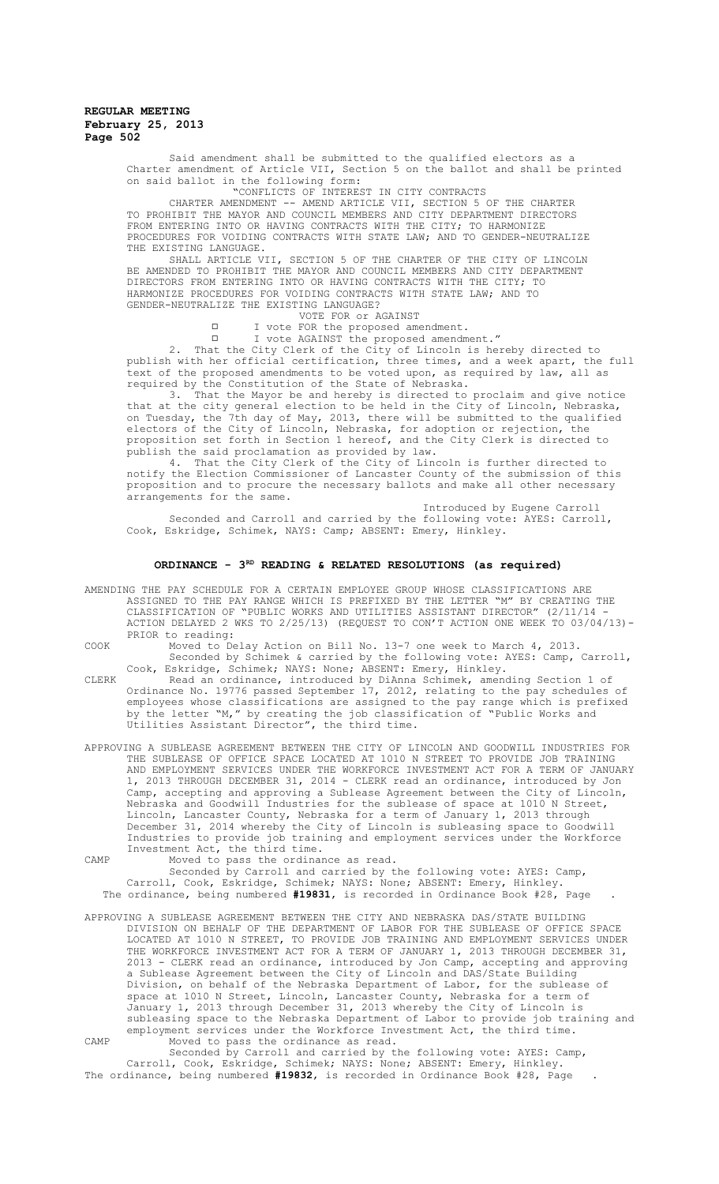Said amendment shall be submitted to the qualified electors as a Charter amendment of Article VII, Section 5 on the ballot and shall be printed on said ballot in the following form:

"CONFLICTS OF INTEREST IN CITY CONTRACTS

CHARTER AMENDMENT -- AMEND ARTICLE VII, SECTION 5 OF THE CHARTER TO PROHIBIT THE MAYOR AND COUNCIL MEMBERS AND CITY DEPARTMENT DIRECTORS FROM ENTERING INTO OR HAVING CONTRACTS WITH THE CITY; TO HARMONIZE PROCEDURES FOR VOIDING CONTRACTS WITH STATE LAW; AND TO GENDER-NEUTRALIZE THE EXISTING LANGUAGE.

SHALL ARTICLE VII, SECTION 5 OF THE CHARTER OF THE CITY OF LINCOLN BE AMENDED TO PROHIBIT THE MAYOR AND COUNCIL MEMBERS AND CITY DEPARTMENT DIRECTORS FROM ENTERING INTO OR HAVING CONTRACTS WITH THE CITY; TO HARMONIZE PROCEDURES FOR VOIDING CONTRACTS WITH STATE LAW; AND TO GENDER-NEUTRALIZE THE EXISTING LANGUAGE?

VOTE FOR or AGAINST

□ I vote FOR the proposed amendment.

□ I vote AGAINST the proposed amendment."

2. That the City Clerk of the City of Lincoln is hereby directed to publish with her official certification, three times, and a week apart, the full text of the proposed amendments to be voted upon, as required by law, all as required by the Constitution of the State of Nebraska.

3. That the Mayor be and hereby is directed to proclaim and give notice that at the city general election to be held in the City of Lincoln, Nebraska, on Tuesday, the 7th day of May, 2013, there will be submitted to the qualified electors of the City of Lincoln, Nebraska, for adoption or rejection, the proposition set forth in Section 1 hereof, and the City Clerk is directed to publish the said proclamation as provided by law.

4. That the City Clerk of the City of Lincoln is further directed to notify the Election Commissioner of Lancaster County of the submission of this proposition and to procure the necessary ballots and make all other necessary arrangements for the same.

Introduced by Eugene Carroll

Seconded and Carroll and carried by the following vote: AYES: Carroll, Cook, Eskridge, Schimek, NAYS: Camp; ABSENT: Emery, Hinkley.

## ORDINANCE - 3RD READING & RELATED RESOLUTIONS (as required)

AMENDING THE PAY SCHEDULE FOR A CERTAIN EMPLOYEE GROUP WHOSE CLASSIFICATIONS ARE ASSIGNED TO THE PAY RANGE WHICH IS PREFIXED BY THE LETTER "M" BY CREATING THE CLASSIFICATION OF "PUBLIC WORKS AND UTILITIES ASSISTANT DIRECTOR" (2/11/14 - ACTION DELAYED 2 WKS TO 2/25/13) (REQUEST TO CON'T ACTION ONE WEEK TO 03/04/13)- PRIOR to reading:

COOK Moved to Delay Action on Bill No. 13-7 one week to March 4, 2013.

Seconded by Schimek & carried by the following vote: AYES: Camp, Carroll, Cook, Eskridge, Schimek; NAYS: None; ABSENT: Emery, Hinkley.

CLERK Read an ordinance, introduced by DiAnna Schimek, amending Section 1 of Ordinance No. 19776 passed September 17, 2012, relating to the pay schedules of employees whose classifications are assigned to the pay range which is prefixed by the letter "M," by creating the job classification of "Public Works and Utilities Assistant Director", the third time.

APPROVING A SUBLEASE AGREEMENT BETWEEN THE CITY OF LINCOLN AND GOODWILL INDUSTRIES FOR THE SUBLEASE OF OFFICE SPACE LOCATED AT 1010 N STREET TO PROVIDE JOB TRAINING AND EMPLOYMENT SERVICES UNDER THE WORKFORCE INVESTMENT ACT FOR A TERM OF JANUARY 1, 2013 THROUGH DECEMBER 31, 2014 - CLERK read an ordinance, introduced by Jon Camp, accepting and approving a Sublease Agreement between the City of Lincoln, Nebraska and Goodwill Industries for the sublease of space at 1010 N Street, Lincoln, Lancaster County, Nebraska for a term of January 1, 2013 through December 31, 2014 whereby the City of Lincoln is subleasing space to Goodwill Industries to provide job training and employment services under the Workforce Investment Act, the third time.

CAMP Moved to pass the ordinance as read.

Seconded by Carroll and carried by the following vote: AYES: Camp, Carroll, Cook, Eskridge, Schimek; NAYS: None; ABSENT: Emery, Hinkley.

The ordinance, being numbered **#19831**, is recorded in Ordinance Book #28, Page .

APPROVING A SUBLEASE AGREEMENT BETWEEN THE CITY AND NEBRASKA DAS/STATE BUILDING DIVISION ON BEHALF OF THE DEPARTMENT OF LABOR FOR THE SUBLEASE OF OFFICE SPACE LOCATED AT 1010 N STREET, TO PROVIDE JOB TRAINING AND EMPLOYMENT SERVICES UNDER THE WORKFORCE INVESTMENT ACT FOR A TERM OF JANUARY 1, 2013 THROUGH DECEMBER 31, 2013 - CLERK read an ordinance, introduced by Jon Camp, accepting and approving a Sublease Agreement between the City of Lincoln and DAS/State Building Division, on behalf of the Nebraska Department of Labor, for the sublease of space at 1010 N Street, Lincoln, Lancaster County, Nebraska for a term of January 1, 2013 through December 31, 2013 whereby the City of Lincoln is subleasing space to the Nebraska Department of Labor to provide job training and employment services under the Workforce Investment Act, the third time.

CAMP Moved to pass the ordinance as read.

Seconded by Carroll and carried by the following vote: AYES: Camp, Carroll, Cook, Eskridge, Schimek; NAYS: None; ABSENT: Emery, Hinkley.

The ordinance, being numbered **#19832**, is recorded in Ordinance Book #28, Page .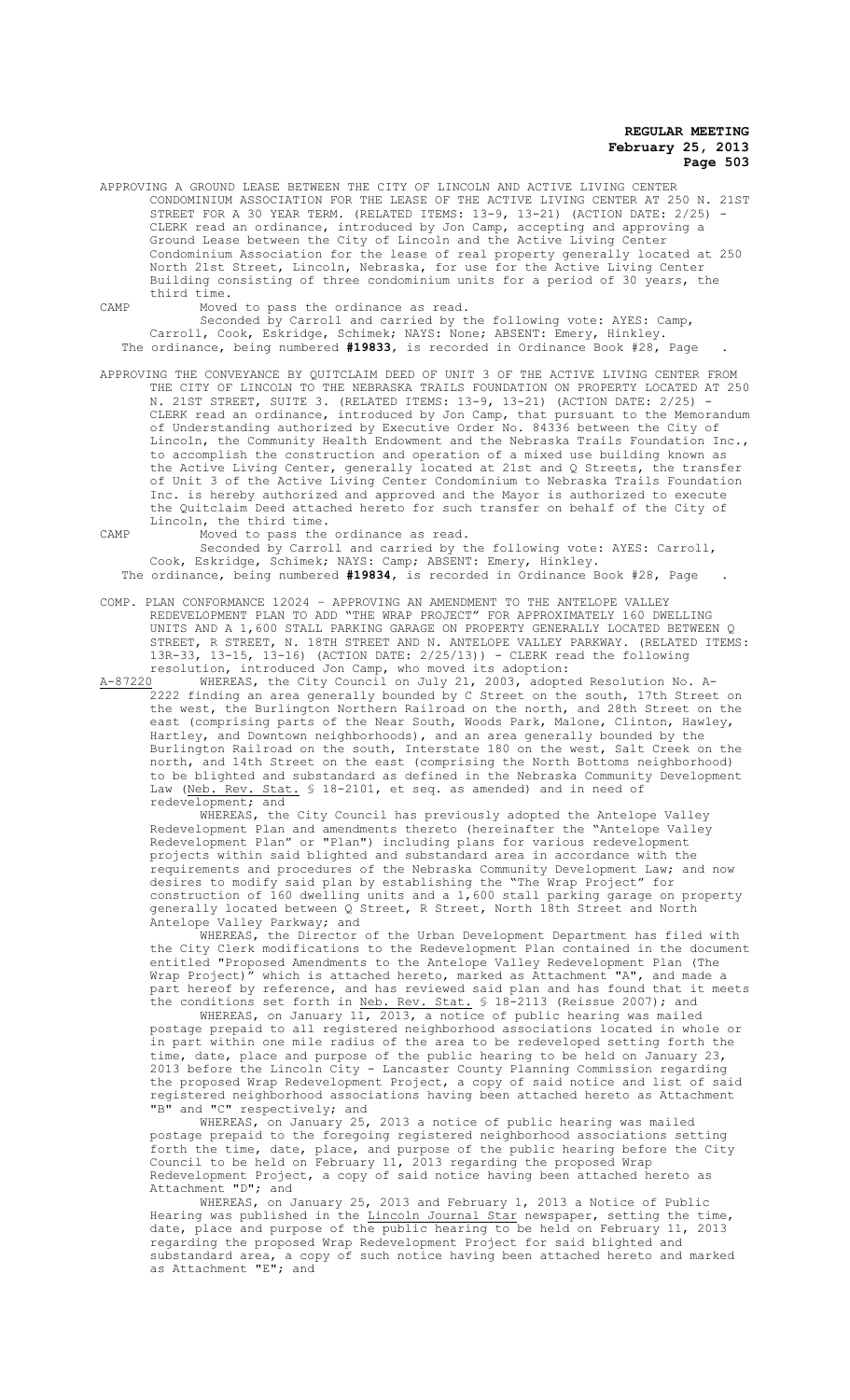APPROVING A GROUND LEASE BETWEEN THE CITY OF LINCOLN AND ACTIVE LIVING CENTER CONDOMINIUM ASSOCIATION FOR THE LEASE OF THE ACTIVE LIVING CENTER AT 250 N. 21ST STREET FOR A 30 YEAR TERM. (RELATED ITEMS: 13-9, 13-21) (ACTION DATE: 2/25) - CLERK read an ordinance, introduced by Jon Camp, accepting and approving a Ground Lease between the City of Lincoln and the Active Living Center Condominium Association for the lease of real property generally located at 250 North 21st Street, Lincoln, Nebraska, for use for the Active Living Center Building consisting of three condominium units for a period of 30 years, the third time.

CAMP Moved to pass the ordinance as read.

Seconded by Carroll and carried by the following vote: AYES: Camp, Carroll, Cook, Eskridge, Schimek; NAYS: None; ABSENT: Emery, Hinkley.

The ordinance, being numbered **#19833**, is recorded in Ordinance Book #28, Page .

APPROVING THE CONVEYANCE BY QUITCLAIM DEED OF UNIT 3 OF THE ACTIVE LIVING CENTER FROM THE CITY OF LINCOLN TO THE NEBRASKA TRAILS FOUNDATION ON PROPERTY LOCATED AT 250 N. 21ST STREET, SUITE 3. (RELATED ITEMS: 13-9, 13-21) (ACTION DATE: 2/25) - CLERK read an ordinance, introduced by Jon Camp, that pursuant to the Memorandum of Understanding authorized by Executive Order No. 84336 between the City of Lincoln, the Community Health Endowment and the Nebraska Trails Foundation Inc., to accomplish the construction and operation of a mixed use building known as the Active Living Center, generally located at 21st and Q Streets, the transfer of Unit 3 of the Active Living Center Condominium to Nebraska Trails Foundation Inc. is hereby authorized and approved and the Mayor is authorized to execute the Quitclaim Deed attached hereto for such transfer on behalf of the City of Lincoln, the third time.

CAMP Moved to pass the ordinance as read.

Seconded by Carroll and carried by the following vote: AYES: Carroll, Cook, Eskridge, Schimek; NAYS: Camp; ABSENT: Emery, Hinkley.

The ordinance, being numbered **#19834**, is recorded in Ordinance Book #28, Page .

COMP. PLAN CONFORMANCE 12024 – APPROVING AN AMENDMENT TO THE ANTELOPE VALLEY REDEVELOPMENT PLAN TO ADD "THE WRAP PROJECT" FOR APPROXIMATELY 160 DWELLING UNITS AND A 1,600 STALL PARKING GARAGE ON PROPERTY GENERALLY LOCATED BETWEEN Q STREET, R STREET, N. 18TH STREET AND N. ANTELOPE VALLEY PARKWAY. (RELATED ITEMS: 13R-33, 13-15, 13-16) (ACTION DATE: 2/25/13)) - CLERK read the following resolution, introduced Jon Camp, who moved its adoption:

A-87220 WHEREAS, the City Council on July 21, 2003, adopted Resolution No. A-2222 finding an area generally bounded by C Street on the south, 17th Street on the west, the Burlington Northern Railroad on the north, and 28th Street on the east (comprising parts of the Near South, Woods Park, Malone, Clinton, Hawley, Hartley, and Downtown neighborhoods), and an area generally bounded by the Burlington Railroad on the south, Interstate 180 on the west, Salt Creek on the north, and 14th Street on the east (comprising the North Bottoms neighborhood) to be blighted and substandard as defined in the Nebraska Community Development Law (Neb. Rev. Stat. § 18-2101, et seq. as amended) and in need of redevelopment; and

WHEREAS, the City Council has previously adopted the Antelope Valley Redevelopment Plan and amendments thereto (hereinafter the "Antelope Valley Redevelopment Plan" or "Plan") including plans for various redevelopment projects within said blighted and substandard area in accordance with the requirements and procedures of the Nebraska Community Development Law; and now desires to modify said plan by establishing the "The Wrap Project" for construction of 160 dwelling units and a 1,600 stall parking garage on property generally located between Q Street, R Street, North 18th Street and North Antelope Valley Parkway; and

WHEREAS, the Director of the Urban Development Department has filed with the City Clerk modifications to the Redevelopment Plan contained in the document entitled "Proposed Amendments to the Antelope Valley Redevelopment Plan (The Wrap Project)" which is attached hereto, marked as Attachment "A", and made a part hereof by reference, and has reviewed said plan and has found that it meets the conditions set forth in Neb. Rev. Stat. § 18-2113 (Reissue 2007); and

WHEREAS, on January 11, 2013, a notice of public hearing was mailed postage prepaid to all registered neighborhood associations located in whole or in part within one mile radius of the area to be redeveloped setting forth the time, date, place and purpose of the public hearing to be held on January 23, 2013 before the Lincoln City - Lancaster County Planning Commission regarding the proposed Wrap Redevelopment Project, a copy of said notice and list of said registered neighborhood associations having been attached hereto as Attachment "B" and "C" respectively; and

WHEREAS, on January 25, 2013 a notice of public hearing was mailed postage prepaid to the foregoing registered neighborhood associations setting forth the time, date, place, and purpose of the public hearing before the City Council to be held on February 11, 2013 regarding the proposed Wrap Redevelopment Project, a copy of said notice having been attached hereto as Attachment "D"; and

WHEREAS, on January 25, 2013 and February 1, 2013 a Notice of Public Hearing was published in the Lincoln Journal Star newspaper, setting the time, date, place and purpose of the public hearing to be held on February 11, 2013 regarding the proposed Wrap Redevelopment Project for said blighted and substandard area, a copy of such notice having been attached hereto and marked as Attachment "E"; and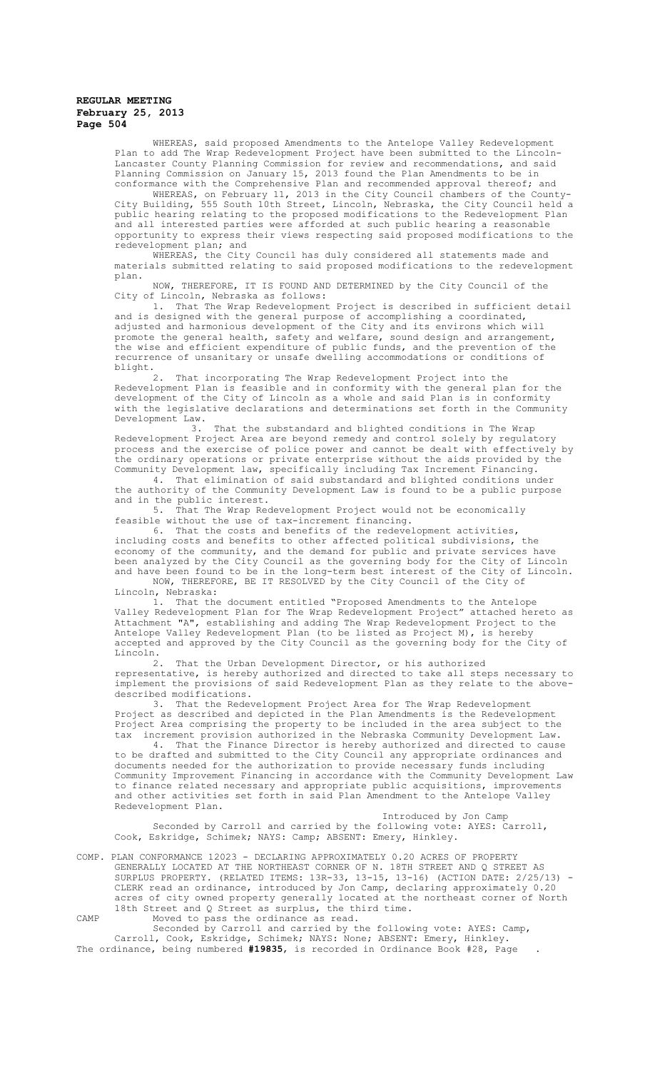WHEREAS, said proposed Amendments to the Antelope Valley Redevelopment Plan to add The Wrap Redevelopment Project have been submitted to the Lincoln-Lancaster County Planning Commission for review and recommendations, and said Planning Commission on January 15, 2013 found the Plan Amendments to be in conformance with the Comprehensive Plan and recommended approval thereof; and

WHEREAS, on February 11, 2013 in the City Council chambers of the County-City Building, 555 South 10th Street, Lincoln, Nebraska, the City Council held a public hearing relating to the proposed modifications to the Redevelopment Plan and all interested parties were afforded at such public hearing a reasonable opportunity to express their views respecting said proposed modifications to the redevelopment plan; and

WHEREAS, the City Council has duly considered all statements made and materials submitted relating to said proposed modifications to the redevelopment plan.

NOW, THEREFORE, IT IS FOUND AND DETERMINED by the City Council of the City of Lincoln, Nebraska as follows:

1. That The Wrap Redevelopment Project is described in sufficient detail and is designed with the general purpose of accomplishing a coordinated, adjusted and harmonious development of the City and its environs which will promote the general health, safety and welfare, sound design and arrangement, the wise and efficient expenditure of public funds, and the prevention of the recurrence of unsanitary or unsafe dwelling accommodations or conditions of blight.

2. That incorporating The Wrap Redevelopment Project into the Redevelopment Plan is feasible and in conformity with the general plan for the development of the City of Lincoln as a whole and said Plan is in conformity with the legislative declarations and determinations set forth in the Community Development Law.

3. That the substandard and blighted conditions in The Wrap Redevelopment Project Area are beyond remedy and control solely by regulatory process and the exercise of police power and cannot be dealt with effectively by the ordinary operations or private enterprise without the aids provided by the Community Development law, specifically including Tax Increment Financing.

4. That elimination of said substandard and blighted conditions under the authority of the Community Development Law is found to be a public purpose and in the public interest.

5. That The Wrap Redevelopment Project would not be economically feasible without the use of tax-increment financing.

6. That the costs and benefits of the redevelopment activities, including costs and benefits to other affected political subdivisions, the economy of the community, and the demand for public and private services have been analyzed by the City Council as the governing body for the City of Lincoln and have been found to be in the long-term best interest of the City of Lincoln.

NOW, THEREFORE, BE IT RESOLVED by the City Council of the City of Lincoln, Nebraska:

1. That the document entitled "Proposed Amendments to the Antelope Valley Redevelopment Plan for The Wrap Redevelopment Project" attached hereto as Attachment "A", establishing and adding The Wrap Redevelopment Project to the Antelope Valley Redevelopment Plan (to be listed as Project M), is hereby accepted and approved by the City Council as the governing body for the City of Lincoln.

2. That the Urban Development Director, or his authorized representative, is hereby authorized and directed to take all steps necessary to implement the provisions of said Redevelopment Plan as they relate to the above-described modifications.

3. That the Redevelopment Project Area for The Wrap Redevelopment Project as described and depicted in the Plan Amendments is the Redevelopment Project Area comprising the property to be included in the area subject to the tax increment provision authorized in the Nebraska Community Development Law.

4. That the Finance Director is hereby authorized and directed to cause to be drafted and submitted to the City Council any appropriate ordinances and documents needed for the authorization to provide necessary funds including Community Improvement Financing in accordance with the Community Development Law to finance related necessary and appropriate public acquisitions, improvements and other activities set forth in said Plan Amendment to the Antelope Valley Redevelopment Plan.

Introduced by Jon Camp

Seconded by Carroll and carried by the following vote: AYES: Carroll, Cook, Eskridge, Schimek; NAYS: Camp; ABSENT: Emery, Hinkley.

COMP. PLAN CONFORMANCE 12023 - DECLARING APPROXIMATELY 0.20 ACRES OF PROPERTY GENERALLY LOCATED AT THE NORTHEAST CORNER OF N. 18TH STREET AND Q STREET AS SURPLUS PROPERTY. (RELATED ITEMS: 13R-33, 13-15, 13-16) (ACTION DATE: 2/25/13) - CLERK read an ordinance, introduced by Jon Camp, declaring approximately 0.20 acres of city owned property generally located at the northeast corner of North 18th Street and Q Street as surplus, the third time.

CAMP Moved to pass the ordinance as read.

Seconded by Carroll and carried by the following vote: AYES: Camp, Carroll, Cook, Eskridge, Schimek; NAYS: None; ABSENT: Emery, Hinkley.

The ordinance, being numbered **#19835**, is recorded in Ordinance Book #28, Page .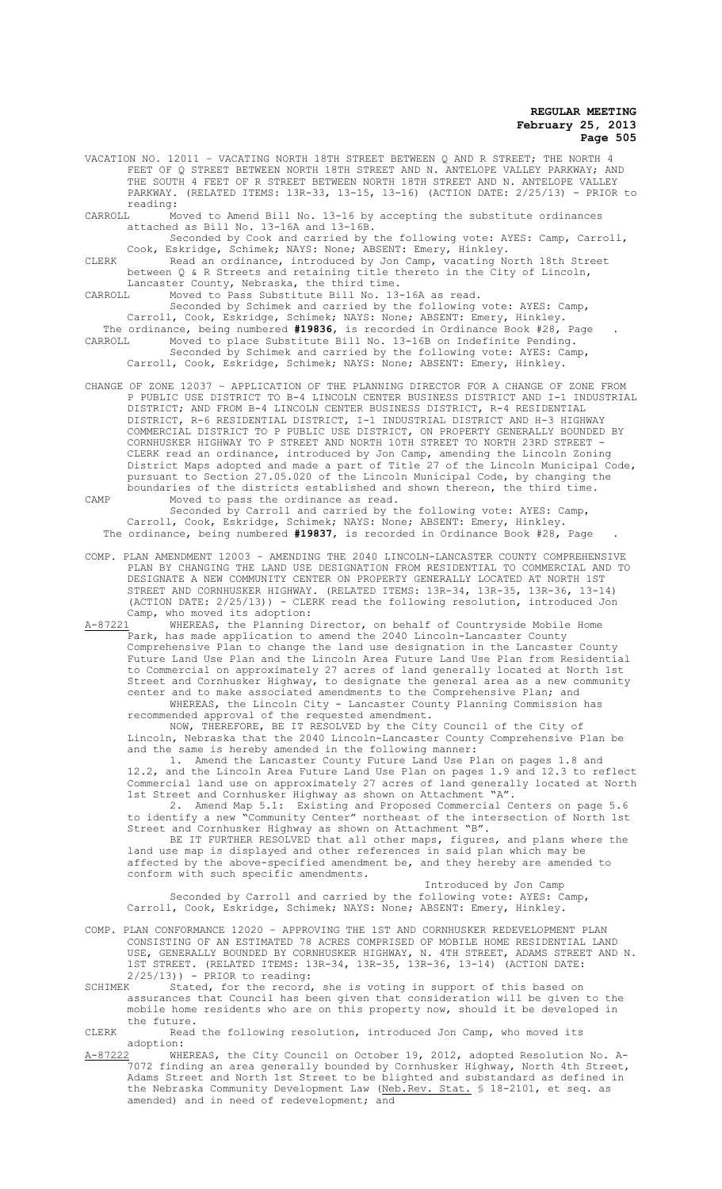VACATION NO. 12011 – VACATING NORTH 18TH STREET BETWEEN Q AND R STREET; THE NORTH 4 FEET OF Q STREET BETWEEN NORTH 18TH STREET AND N. ANTELOPE VALLEY PARKWAY; AND THE SOUTH 4 FEET OF R STREET BETWEEN NORTH 18TH STREET AND N. ANTELOPE VALLEY PARKWAY. (RELATED ITEMS: 13R-33, 13-15, 13-16) (ACTION DATE: 2/25/13) - PRIOR to reading:

CARROLL Moved to Amend Bill No. 13-16 by accepting the substitute ordinances attached as Bill No. 13-16A and 13-16B.

Seconded by Cook and carried by the following vote: AYES: Camp, Carroll, Cook, Eskridge, Schimek; NAYS: None; ABSENT: Emery, Hinkley.

CLERK Read an ordinance, introduced by Jon Camp, vacating North 18th Street between Q & R Streets and retaining title thereto in the City of Lincoln, Lancaster County, Nebraska, the third time.

CARROLL Moved to Pass Substitute Bill No. 13-16A as read.

Seconded by Schimek and carried by the following vote: AYES: Camp, Carroll, Cook, Eskridge, Schimek; NAYS: None; ABSENT: Emery, Hinkley.

The ordinance, being numbered **#19836**, is recorded in Ordinance Book #28, Page .

CARROLL Moved to place Substitute Bill No. 13-16B on Indefinite Pending.

Seconded by Schimek and carried by the following vote: AYES: Camp, Carroll, Cook, Eskridge, Schimek; NAYS: None; ABSENT: Emery, Hinkley.

CHANGE OF ZONE 12037 – APPLICATION OF THE PLANNING DIRECTOR FOR A CHANGE OF ZONE FROM P PUBLIC USE DISTRICT TO B-4 LINCOLN CENTER BUSINESS DISTRICT AND I-1 INDUSTRIAL DISTRICT; AND FROM B-4 LINCOLN CENTER BUSINESS DISTRICT, R-4 RESIDENTIAL DISTRICT, R-6 RESIDENTIAL DISTRICT, I-1 INDUSTRIAL DISTRICT AND H-3 HIGHWAY COMMERCIAL DISTRICT TO P PUBLIC USE DISTRICT, ON PROPERTY GENERALLY BOUNDED BY CORNHUSKER HIGHWAY TO P STREET AND NORTH 10TH STREET TO NORTH 23RD STREET - CLERK read an ordinance, introduced by Jon Camp, amending the Lincoln Zoning District Maps adopted and made a part of Title 27 of the Lincoln Municipal Code, pursuant to Section 27.05.020 of the Lincoln Municipal Code, by changing the boundaries of the districts established and shown thereon, the third time.

CAMP Moved to pass the ordinance as read.

Seconded by Carroll and carried by the following vote: AYES: Camp, Carroll, Cook, Eskridge, Schimek; NAYS: None; ABSENT: Emery, Hinkley.

The ordinance, being numbered **#19837**, is recorded in Ordinance Book #28, Page .

COMP. PLAN AMENDMENT 12003 – AMENDING THE 2040 LINCOLN-LANCASTER COUNTY COMPREHENSIVE PLAN BY CHANGING THE LAND USE DESIGNATION FROM RESIDENTIAL TO COMMERCIAL AND TO DESIGNATE A NEW COMMUNITY CENTER ON PROPERTY GENERALLY LOCATED AT NORTH 1ST STREET AND CORNHUSKER HIGHWAY. (RELATED ITEMS: 13R-34, 13R-35, 13R-36, 13-14) (ACTION DATE: 2/25/13)) - CLERK read the following resolution, introduced Jon Camp, who moved its adoption:

A-87221 WHEREAS, the Planning Director, on behalf of Countryside Mobile Home Park, has made application to amend the 2040 Lincoln-Lancaster County Comprehensive Plan to change the land use designation in the Lancaster County Future Land Use Plan and the Lincoln Area Future Land Use Plan from Residential to Commercial on approximately 27 acres of land generally located at North 1st Street and Cornhusker Highway, to designate the general area as a new community center and to make associated amendments to the Comprehensive Plan; and

WHEREAS, the Lincoln City - Lancaster County Planning Commission has recommended approval of the requested amendment.

NOW, THEREFORE, BE IT RESOLVED by the City Council of the City of Lincoln, Nebraska that the 2040 Lincoln-Lancaster County Comprehensive Plan be and the same is hereby amended in the following manner:

1. Amend the Lancaster County Future Land Use Plan on pages 1.8 and 12.2, and the Lincoln Area Future Land Use Plan on pages 1.9 and 12.3 to reflect Commercial land use on approximately 27 acres of land generally located at North 1st Street and Cornhusker Highway as shown on Attachment "A".

2. Amend Map 5.1: Existing and Proposed Commercial Centers on page 5.6 to identify a new "Community Center" northeast of the intersection of North 1st Street and Cornhusker Highway as shown on Attachment "B".

BE IT FURTHER RESOLVED that all other maps, figures, and plans where the land use map is displayed and other references in said plan which may be affected by the above-specified amendment be, and they hereby are amended to conform with such specific amendments.

Introduced by Jon Camp

Seconded by Carroll and carried by the following vote: AYES: Camp, Carroll, Cook, Eskridge, Schimek; NAYS: None; ABSENT: Emery, Hinkley.

COMP. PLAN CONFORMANCE 12020 – APPROVING THE 1ST AND CORNHUSKER REDEVELOPMENT PLAN CONSISTING OF AN ESTIMATED 78 ACRES COMPRISED OF MOBILE HOME RESIDENTIAL LAND USE, GENERALLY BOUNDED BY CORNHUSKER HIGHWAY, N. 4TH STREET, ADAMS STREET AND N. 1ST STREET. (RELATED ITEMS: 13R-34, 13R-35, 13R-36, 13-14) (ACTION DATE: 2/25/13)) - PRIOR to reading:

SCHIMEK Stated, for the record, she is voting in support of this based on assurances that Council has been given that consideration will be given to the mobile home residents who are on this property now, should it be developed in the future.

CLERK Read the following resolution, introduced Jon Camp, who moved its adoption:

A-87222 WHEREAS, the City Council on October 19, 2012, adopted Resolution No. A-7072 finding an area generally bounded by Cornhusker Highway, North 4th Street, Adams Street and North 1st Street to be blighted and substandard as defined in the Nebraska Community Development Law (Neb.Rev. Stat. § 18-2101, et seq. as amended) and in need of redevelopment; and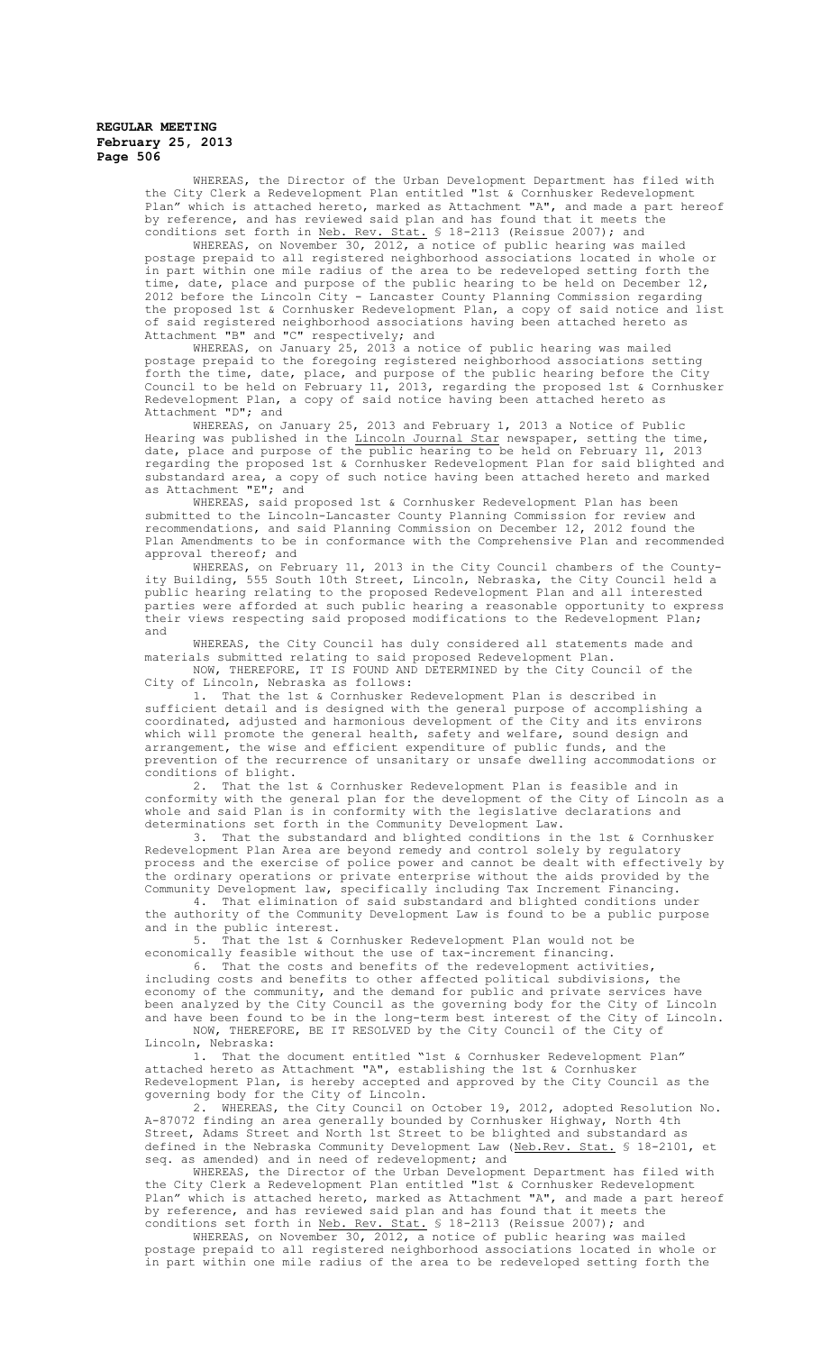WHEREAS, the Director of the Urban Development Department has filed with the City Clerk a Redevelopment Plan entitled "1st & Cornhusker Redevelopment Plan" which is attached hereto, marked as Attachment "A", and made a part hereof by reference, and has reviewed said plan and has found that it meets the conditions set forth in Neb. Rev. Stat. § 18-2113 (Reissue 2007); and

WHEREAS, on November 30, 2012, a notice of public hearing was mailed postage prepaid to all registered neighborhood associations located in whole or in part within one mile radius of the area to be redeveloped setting forth the time, date, place and purpose of the public hearing to be held on December 12, 2012 before the Lincoln City - Lancaster County Planning Commission regarding the proposed 1st & Cornhusker Redevelopment Plan, a copy of said notice and list of said registered neighborhood associations having been attached hereto as Attachment "B" and "C" respectively; and

WHEREAS, on January 25, 2013 a notice of public hearing was mailed postage prepaid to the foregoing registered neighborhood associations setting forth the time, date, place, and purpose of the public hearing before the City Council to be held on February 11, 2013, regarding the proposed 1st & Cornhusker Redevelopment Plan, a copy of said notice having been attached hereto as Attachment "D"; and

WHEREAS, on January 25, 2013 and February 1, 2013 a Notice of Public Hearing was published in the Lincoln Journal Star newspaper, setting the time, date, place and purpose of the public hearing to be held on February 11, 2013 regarding the proposed 1st & Cornhusker Redevelopment Plan for said blighted and substandard area, a copy of such notice having been attached hereto and marked as Attachment "E"; and

WHEREAS, said proposed 1st & Cornhusker Redevelopment Plan has been submitted to the Lincoln-Lancaster County Planning Commission for review and recommendations, and said Planning Commission on December 12, 2012 found the Plan Amendments to be in conformance with the Comprehensive Plan and recommended approval thereof; and

WHEREAS, on February 11, 2013 in the City Council chambers of the County-City Building, 555 South 10th Street, Lincoln, Nebraska, the City Council held a public hearing relating to the proposed Redevelopment Plan and all interested parties were afforded at such public hearing a reasonable opportunity to express their views respecting said proposed modifications to the Redevelopment Plan; and

WHEREAS, the City Council has duly considered all statements made and materials submitted relating to said proposed Redevelopment Plan.

NOW, THEREFORE, IT IS FOUND AND DETERMINED by the City Council of the City of Lincoln, Nebraska as follows:

1. That the 1st & Cornhusker Redevelopment Plan is described in sufficient detail and is designed with the general purpose of accomplishing a coordinated, adjusted and harmonious development of the City and its environs which will promote the general health, safety and welfare, sound design and arrangement, the wise and efficient expenditure of public funds, and the prevention of the recurrence of unsanitary or unsafe dwelling accommodations or conditions of blight.

2. That the 1st & Cornhusker Redevelopment Plan is feasible and in conformity with the general plan for the development of the City of Lincoln as a whole and said Plan is in conformity with the legislative declarations and determinations set forth in the Community Development Law.

3. That the substandard and blighted conditions in the 1st & Cornhusker Redevelopment Plan Area are beyond remedy and control solely by regulatory process and the exercise of police power and cannot be dealt with effectively by the ordinary operations or private enterprise without the aids provided by the Community Development law, specifically including Tax Increment Financing.

4. That elimination of said substandard and blighted conditions under the authority of the Community Development Law is found to be a public purpose and in the public interest.

5. That the 1st & Cornhusker Redevelopment Plan would not be economically feasible without the use of tax-increment financing.

6. That the costs and benefits of the redevelopment activities, including costs and benefits to other affected political subdivisions, the economy of the community, and the demand for public and private services have been analyzed by the City Council as the governing body for the City of Lincoln and have been found to be in the long-term best interest of the City of Lincoln.

NOW, THEREFORE, BE IT RESOLVED by the City Council of the City of Lincoln, Nebraska:

1. That the document entitled "1st & Cornhusker Redevelopment Plan" attached hereto as Attachment "A", establishing the 1st & Cornhusker Redevelopment Plan, is hereby accepted and approved by the City Council as the governing body for the City of Lincoln.

2. WHEREAS, the City Council on October 19, 2012, adopted Resolution No. A-87072 finding an area generally bounded by Cornhusker Highway, North 4th Street, Adams Street and North 1st Street to be blighted and substandard as defined in the Nebraska Community Development Law (Neb.Rev. Stat. § 18-2101, et seq. as amended) and in need of redevelopment; and

WHEREAS, the Director of the Urban Development Department has filed with the City Clerk a Redevelopment Plan entitled "1st & Cornhusker Redevelopment Plan" which is attached hereto, marked as Attachment "A", and made a part hereof by reference, and has reviewed said plan and has found that it meets the conditions set forth in Neb. Rev. Stat. § 18-2113 (Reissue 2007); and

WHEREAS, on November 30, 2012, a notice of public hearing was mailed postage prepaid to all registered neighborhood associations located in whole or in part within one mile radius of the area to be redeveloped setting forth the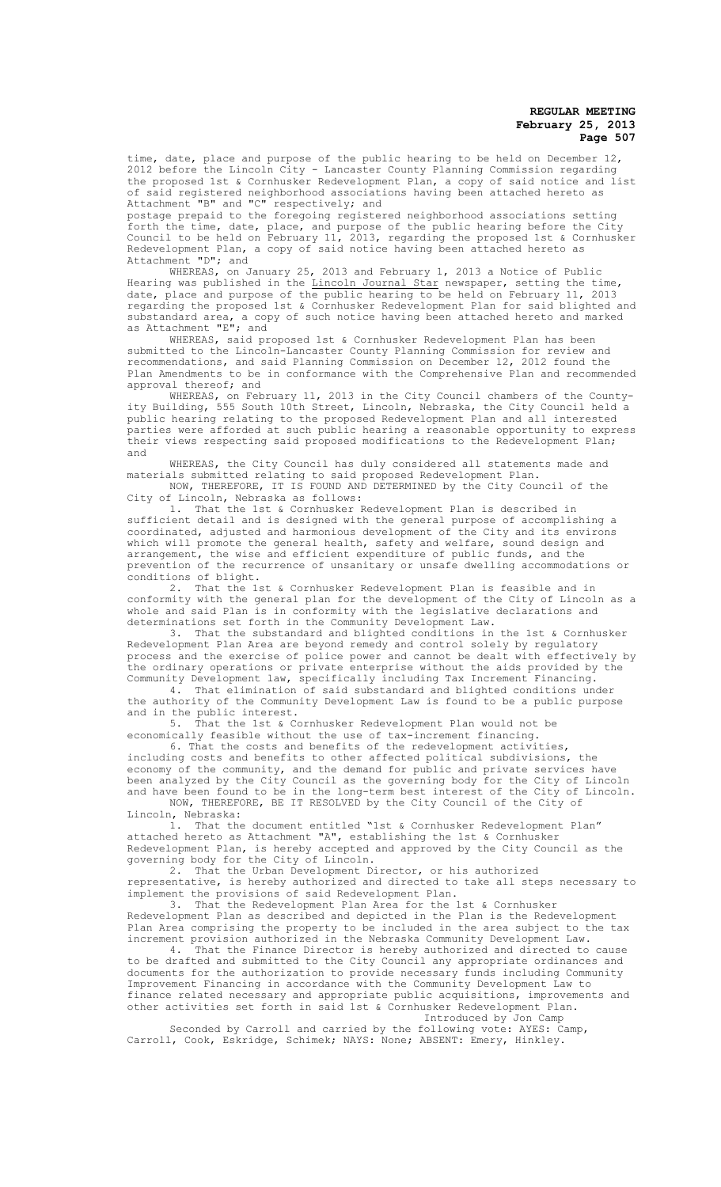time, date, place and purpose of the public hearing to be held on December 12, 2012 before the Lincoln City - Lancaster County Planning Commission regarding the proposed 1st & Cornhusker Redevelopment Plan, a copy of said notice and list of said registered neighborhood associations having been attached hereto as Attachment "B" and "C" respectively; and

postage prepaid to the foregoing registered neighborhood associations setting forth the time, date, place, and purpose of the public hearing before the City Council to be held on February 11, 2013, regarding the proposed 1st & Cornhusker Redevelopment Plan, a copy of said notice having been attached hereto as Attachment "D"; and

WHEREAS, on January 25, 2013 and February 1, 2013 a Notice of Public Hearing was published in the Lincoln Journal Star newspaper, setting the time, date, place and purpose of the public hearing to be held on February 11, 2013 regarding the proposed 1st & Cornhusker Redevelopment Plan for said blighted and substandard area, a copy of such notice having been attached hereto and marked as Attachment "E"; and

WHEREAS, said proposed 1st & Cornhusker Redevelopment Plan has been submitted to the Lincoln-Lancaster County Planning Commission for review and recommendations, and said Planning Commission on December 12, 2012 found the Plan Amendments to be in conformance with the Comprehensive Plan and recommended approval thereof; and

WHEREAS, on February 11, 2013 in the City Council chambers of the County-ity Building, 555 South 10th Street, Lincoln, Nebraska, the City Council held a public hearing relating to the proposed Redevelopment Plan and all interested parties were afforded at such public hearing a reasonable opportunity to express their views respecting said proposed modifications to the Redevelopment Plan; and

WHEREAS, the City Council has duly considered all statements made and materials submitted relating to said proposed Redevelopment Plan.

NOW, THEREFORE, IT IS FOUND AND DETERMINED by the City Council of the City of Lincoln, Nebraska as follows:

1. That the 1st & Cornhusker Redevelopment Plan is described in sufficient detail and is designed with the general purpose of accomplishing a coordinated, adjusted and harmonious development of the City and its environs which will promote the general health, safety and welfare, sound design and arrangement, the wise and efficient expenditure of public funds, and the prevention of the recurrence of unsanitary or unsafe dwelling accommodations or conditions of blight.

2. That the 1st & Cornhusker Redevelopment Plan is feasible and in conformity with the general plan for the development of the City of Lincoln as a whole and said Plan is in conformity with the legislative declarations and determinations set forth in the Community Development Law.

3. That the substandard and blighted conditions in the 1st & Cornhusker Redevelopment Plan Area are beyond remedy and control solely by regulatory process and the exercise of police power and cannot be dealt with effectively by the ordinary operations or private enterprise without the aids provided by the Community Development law, specifically including Tax Increment Financing.

4. That elimination of said substandard and blighted conditions under the authority of the Community Development Law is found to be a public purpose and in the public interest.

5. That the 1st & Cornhusker Redevelopment Plan would not be economically feasible without the use of tax-increment financing.

6. That the costs and benefits of the redevelopment activities, including costs and benefits to other affected political subdivisions, the economy of the community, and the demand for public and private services have been analyzed by the City Council as the governing body for the City of Lincoln and have been found to be in the long-term best interest of the City of Lincoln.

NOW, THEREFORE, BE IT RESOLVED by the City Council of the City of Lincoln, Nebraska:

1. That the document entitled "1st & Cornhusker Redevelopment Plan" attached hereto as Attachment "A", establishing the 1st & Cornhusker Redevelopment Plan, is hereby accepted and approved by the City Council as the governing body for the City of Lincoln.

2. That the Urban Development Director, or his authorized representative, is hereby authorized and directed to take all steps necessary to implement the provisions of said Redevelopment Plan.

3. That the Redevelopment Plan Area for the 1st & Cornhusker Redevelopment Plan as described and depicted in the Plan is the Redevelopment Plan Area comprising the property to be included in the area subject to the tax increment provision authorized in the Nebraska Community Development Law.

4. That the Finance Director is hereby authorized and directed to cause to be drafted and submitted to the City Council any appropriate ordinances and documents for the authorization to provide necessary funds including Community Improvement Financing in accordance with the Community Development Law to finance related necessary and appropriate public acquisitions, improvements and other activities set forth in said 1st & Cornhusker Redevelopment Plan.

Introduced by Jon Camp

Seconded by Carroll and carried by the following vote: AYES: Camp, Carroll, Cook, Eskridge, Schimek; NAYS: None; ABSENT: Emery, Hinkley.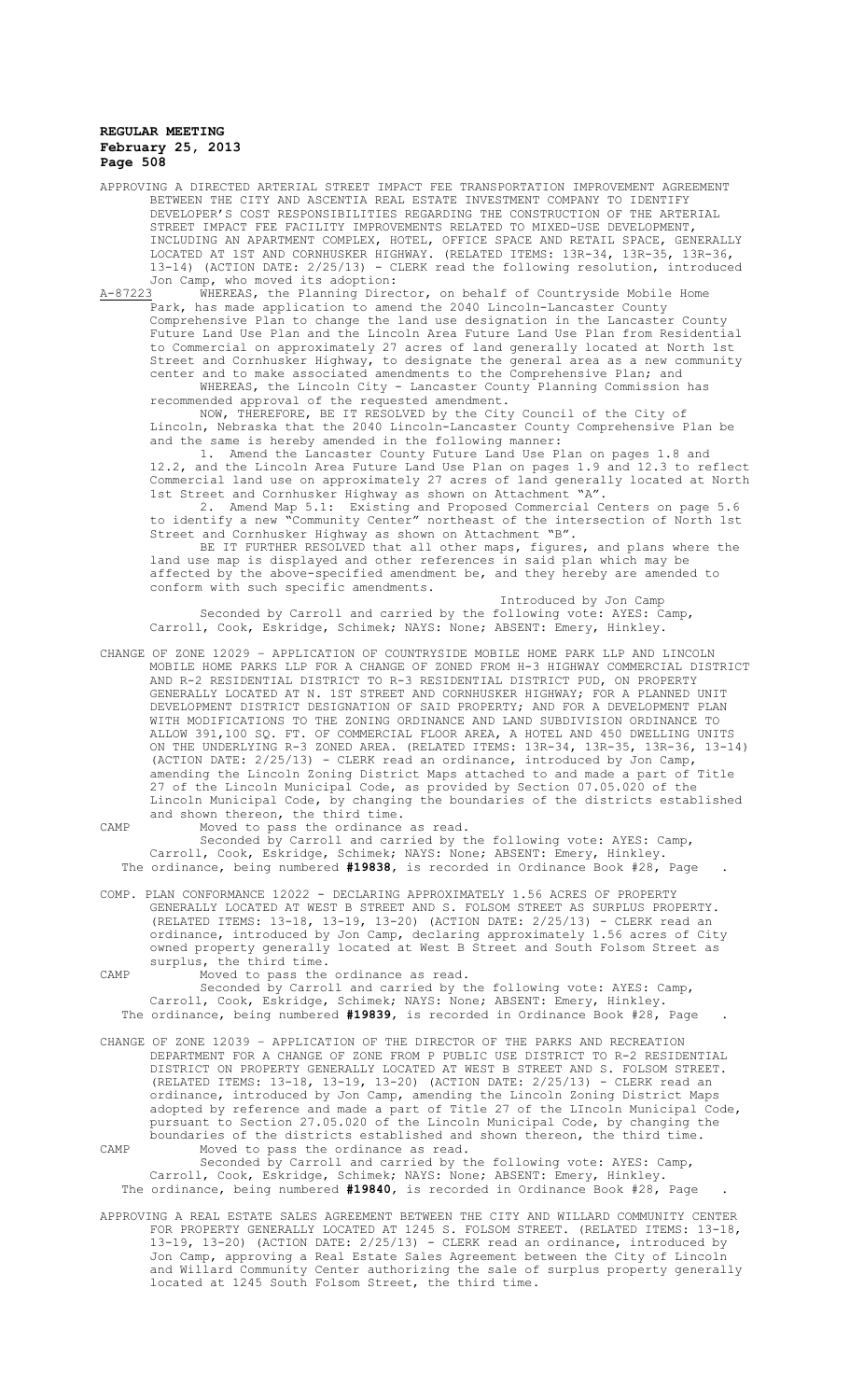APPROVING A DIRECTED ARTERIAL STREET IMPACT FEE TRANSPORTATION IMPROVEMENT AGREEMENT BETWEEN THE CITY AND ASCENTIA REAL ESTATE INVESTMENT COMPANY TO IDENTIFY DEVELOPER'S COST RESPONSIBILITIES REGARDING THE CONSTRUCTION OF THE ARTERIAL STREET IMPACT FEE FACILITY IMPROVEMENTS RELATED TO MIXED-USE DEVELOPMENT, INCLUDING AN APARTMENT COMPLEX, HOTEL, OFFICE SPACE AND RETAIL SPACE, GENERALLY LOCATED AT 1ST AND CORNHUSKER HIGHWAY. (RELATED ITEMS: 13R-34, 13R-35, 13R-36, 13-14) (ACTION DATE: 2/25/13) - CLERK read the following resolution, introduced Jon Camp, who moved its adoption:

A-87223 WHEREAS, the Planning Director, on behalf of Countryside Mobile Home Park, has made application to amend the 2040 Lincoln-Lancaster County Comprehensive Plan to change the land use designation in the Lancaster County Future Land Use Plan and the Lincoln Area Future Land Use Plan from Residential to Commercial on approximately 27 acres of land generally located at North 1st Street and Cornhusker Highway, to designate the general area as a new community center and to make associated amendments to the Comprehensive Plan; and

WHEREAS, the Lincoln City - Lancaster County Planning Commission has recommended approval of the requested amendment.

NOW, THEREFORE, BE IT RESOLVED by the City Council of the City of Lincoln, Nebraska that the 2040 Lincoln-Lancaster County Comprehensive Plan be and the same is hereby amended in the following manner:

1. Amend the Lancaster County Future Land Use Plan on pages 1.8 and 12.2, and the Lincoln Area Future Land Use Plan on pages 1.9 and 12.3 to reflect Commercial land use on approximately 27 acres of land generally located at North 1st Street and Cornhusker Highway as shown on Attachment "A".

2. Amend Map 5.1: Existing and Proposed Commercial Centers on page 5.6 to identify a new "Community Center" northeast of the intersection of North 1st Street and Cornhusker Highway as shown on Attachment "B".

BE IT FURTHER RESOLVED that all other maps, figures, and plans where the land use map is displayed and other references in said plan which may be affected by the above-specified amendment be, and they hereby are amended to conform with such specific amendments.

Introduced by Jon Camp

Seconded by Carroll and carried by the following vote: AYES: Camp, Carroll, Cook, Eskridge, Schimek; NAYS: None; ABSENT: Emery, Hinkley.

CHANGE OF ZONE 12029 – APPLICATION OF COUNTRYSIDE MOBILE HOME PARK LLP AND LINCOLN MOBILE HOME PARKS LLP FOR A CHANGE OF ZONED FROM H-3 HIGHWAY COMMERCIAL DISTRICT AND R-2 RESIDENTIAL DISTRICT TO R-3 RESIDENTIAL DISTRICT PUD, ON PROPERTY GENERALLY LOCATED AT N. 1ST STREET AND CORNHUSKER HIGHWAY; FOR A PLANNED UNIT DEVELOPMENT DISTRICT DESIGNATION OF SAID PROPERTY; AND FOR A DEVELOPMENT PLAN WITH MODIFICATIONS TO THE ZONING ORDINANCE AND LAND SUBDIVISION ORDINANCE TO ALLOW 391,100 SQ. FT. OF COMMERCIAL FLOOR AREA, A HOTEL AND 450 DWELLING UNITS ON THE UNDERLYING R-3 ZONED AREA. (RELATED ITEMS: 13R-34, 13R-35, 13R-36, 13-14) (ACTION DATE: 2/25/13) - CLERK read an ordinance, introduced by Jon Camp, amending the Lincoln Zoning District Maps attached to and made a part of Title 27 of the Lincoln Municipal Code, as provided by Section 07.05.020 of the Lincoln Municipal Code, by changing the boundaries of the districts established and shown thereon, the third time.

CAMP Moved to pass the ordinance as read.

Seconded by Carroll and carried by the following vote: AYES: Camp, Carroll, Cook, Eskridge, Schimek; NAYS: None; ABSENT: Emery, Hinkley.

The ordinance, being numbered **#19838**, is recorded in Ordinance Book #28, Page .

COMP. PLAN CONFORMANCE 12022 - DECLARING APPROXIMATELY 1.56 ACRES OF PROPERTY GENERALLY LOCATED AT WEST B STREET AND S. FOLSOM STREET AS SURPLUS PROPERTY. (RELATED ITEMS: 13-18, 13-19, 13-20) (ACTION DATE: 2/25/13) - CLERK read an ordinance, introduced by Jon Camp, declaring approximately 1.56 acres of City owned property generally located at West B Street and South Folsom Street as surplus, the third time.

CAMP Moved to pass the ordinance as read.

Seconded by Carroll and carried by the following vote: AYES: Camp, Carroll, Cook, Eskridge, Schimek; NAYS: None; ABSENT: Emery, Hinkley.

The ordinance, being numbered **#19839**, is recorded in Ordinance Book #28, Page .

CHANGE OF ZONE 12039 – APPLICATION OF THE DIRECTOR OF THE PARKS AND RECREATION DEPARTMENT FOR A CHANGE OF ZONE FROM P PUBLIC USE DISTRICT TO R-2 RESIDENTIAL DISTRICT ON PROPERTY GENERALLY LOCATED AT WEST B STREET AND S. FOLSOM STREET. (RELATED ITEMS: 13-18, 13-19, 13-20) (ACTION DATE: 2/25/13) - CLERK read an ordinance, introduced by Jon Camp, amending the Lincoln Zoning District Maps adopted by reference and made a part of Title 27 of the LIncoln Municipal Code, pursuant to Section 27.05.020 of the Lincoln Municipal Code, by changing the boundaries of the districts established and shown thereon, the third time.

CAMP Moved to pass the ordinance as read.

Seconded by Carroll and carried by the following vote: AYES: Camp, Carroll, Cook, Eskridge, Schimek; NAYS: None; ABSENT: Emery, Hinkley.

The ordinance, being numbered **#19840**, is recorded in Ordinance Book #28, Page .

APPROVING A REAL ESTATE SALES AGREEMENT BETWEEN THE CITY AND WILLARD COMMUNITY CENTER FOR PROPERTY GENERALLY LOCATED AT 1245 S. FOLSOM STREET. (RELATED ITEMS: 13-18, 13-19, 13-20) (ACTION DATE: 2/25/13) - CLERK read an ordinance, introduced by Jon Camp, approving a Real Estate Sales Agreement between the City of Lincoln and Willard Community Center authorizing the sale of surplus property generally located at 1245 South Folsom Street, the third time.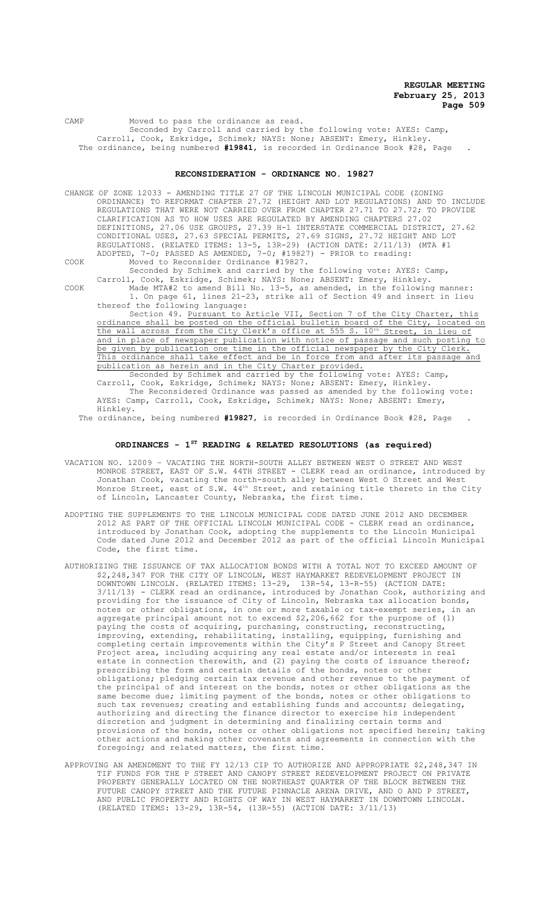CAMP Moved to pass the ordinance as read.

Seconded by Carroll and carried by the following vote: AYES: Camp, Carroll, Cook, Eskridge, Schimek; NAYS: None; ABSENT: Emery, Hinkley.

The ordinance, being numbered **#19841**, is recorded in Ordinance Book #28, Page .

## RECONSIDERATION - ORDINANCE NO. 19827

CHANGE OF ZONE 12033 - AMENDING TITLE 27 OF THE LINCOLN MUNICIPAL CODE (ZONING ORDINANCE) TO REFORMAT CHAPTER 27.72 (HEIGHT AND LOT REGULATIONS) AND TO INCLUDE REGULATIONS THAT WERE NOT CARRIED OVER FROM CHAPTER 27.71 TO 27.72; TO PROVIDE CLARIFICATION AS TO HOW USES ARE REGULATED BY AMENDING CHAPTERS 27.02 DEFINITIONS, 27.06 USE GROUPS, 27.39 H-1 INTERSTATE COMMERCIAL DISTRICT, 27.62 CONDITIONAL USES, 27.63 SPECIAL PERMITS, 27.69 SIGNS, 27.72 HEIGHT AND LOT REGULATIONS. (RELATED ITEMS: 13-5, 13R-29) (ACTION DATE: 2/11/13) (MTA #1 ADOPTED, 7-0; PASSED AS AMENDED, 7-0; #19827) - PRIOR to reading:

COOK Moved to Reconsider Ordinance #19827.

Seconded by Schimek and carried by the following vote: AYES: Camp, Carroll, Cook, Eskridge, Schimek; NAYS: None; ABSENT: Emery, Hinkley.

COOK Made MTA#2 to amend Bill No. 13-5, as amended, in the following manner:

1. On page 61, lines 21-23, strike all of Section 49 and insert in lieu thereof the following language:

Section 49. Pursuant to Article VII, Section 7 of the City Charter, this ordinance shall be posted on the official bulletin board of the City, located on the wall across from the City Clerk's office at 555 S. 10th Street, in lieu of and in place of newspaper publication with notice of passage and such posting to be given by publication one time in the official newspaper by the City Clerk. This ordinance shall take effect and be in force from and after its passage and publication as herein and in the City Charter provided.

Seconded by Schimek and carried by the following vote: AYES: Camp, Carroll, Cook, Eskridge, Schimek; NAYS: None; ABSENT: Emery, Hinkley.

The Reconsidered Ordinance was passed as amended by the following vote: AYES: Camp, Carroll, Cook, Eskridge, Schimek; NAYS: None; ABSENT: Emery, Hinkley.

The ordinance, being numbered **#19827**, is recorded in Ordinance Book #28, Page .

## ORDINANCES - 1ST READING & RELATED RESOLUTIONS (as required)

VACATION NO. 12009 - VACATING THE NORTH-SOUTH ALLEY BETWEEN WEST O STREET AND WEST MONROE STREET, EAST OF S.W. 44TH STREET - CLERK read an ordinance, introduced by Jonathan Cook, vacating the north-south alley between West O Street and West Monroe Street, east of S.W. 44th Street, and retaining title thereto in the City of Lincoln, Lancaster County, Nebraska, the first time.

ADOPTING THE SUPPLEMENTS TO THE LINCOLN MUNICIPAL CODE DATED JUNE 2012 AND DECEMBER 2012 AS PART OF THE OFFICIAL LINCOLN MUNICIPAL CODE - CLERK read an ordinance, introduced by Jonathan Cook, adopting the supplements to the Lincoln Municipal Code dated June 2012 and December 2012 as part of the official Lincoln Municipal Code, the first time.

AUTHORIZING THE ISSUANCE OF TAX ALLOCATION BONDS WITH A TOTAL NOT TO EXCEED AMOUNT OF $2,248,347 FOR THE CITY OF LINCOLN, WEST HAYMARKET REDEVELOPMENT PROJECT IN DOWNTOWN LINCOLN. (RELATED ITEMS: 13-29, 13R-54, 13-R-55) (ACTION DATE: 3/11/13) - CLERK read an ordinance, introduced by Jonathan Cook, authorizing and providing for the issuance of City of Lincoln, Nebraska tax allocation bonds, notes or other obligations, in one or more taxable or tax-exempt series, in an aggregate principal amount not to exceed $2,206,662 for the purpose of (1) paying the costs of acquiring, purchasing, constructing, reconstructing, improving, extending, rehabilitating, installing, equipping, furnishing and completing certain improvements within the City's P Street and Canopy Street Project area, including acquiring any real estate and/or interests in real estate in connection therewith, and (2) paying the costs of issuance thereof; prescribing the form and certain details of the bonds, notes or other obligations; pledging certain tax revenue and other revenue to the payment of the principal of and interest on the bonds, notes or other obligations as the same become due; limiting payment of the bonds, notes or other obligations to such tax revenues; creating and establishing funds and accounts; delegating, authorizing and directing the finance director to exercise his independent discretion and judgment in determining and finalizing certain terms and provisions of the bonds, notes or other obligations not specified herein; taking other actions and making other covenants and agreements in connection with the foregoing; and related matters, the first time.

APPROVING AN AMENDMENT TO THE FY 12/13 CIP TO AUTHORIZE AND APPROPRIATE $2,248,347 IN TIF FUNDS FOR THE P STREET AND CANOPY STREET REDEVELOPMENT PROJECT ON PRIVATE PROPERTY GENERALLY LOCATED ON THE NORTHEAST QUARTER OF THE BLOCK BETWEEN THE FUTURE CANOPY STREET AND THE FUTURE PINNACLE ARENA DRIVE, AND O AND P STREET, AND PUBLIC PROPERTY AND RIGHTS OF WAY IN WEST HAYMARKET IN DOWNTOWN LINCOLN. (RELATED ITEMS: 13-29, 13R-54, (13R-55) (ACTION DATE: 3/11/13)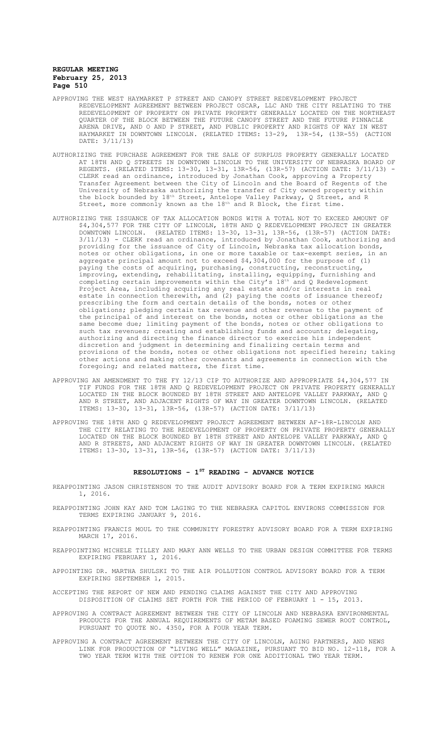APPROVING THE WEST HAYMARKET P STREET AND CANOPY STREET REDEVELOPMENT PROJECT REDEVELOPMENT AGREEMENT BETWEEN PROJECT OSCAR, LLC AND THE CITY RELATING TO THE REDEVELOPMENT OF PROPERTY ON PRIVATE PROPERTY GENERALLY LOCATED ON THE NORTHEAST QUARTER OF THE BLOCK BETWEEN THE FUTURE CANOPY STREET AND THE FUTURE PINNACLE ARENA DRIVE, AND O AND P STREET, AND PUBLIC PROPERTY AND RIGHTS OF WAY IN WEST HAYMARKET IN DOWNTOWN LINCOLN. (RELATED ITEMS: 13-29, 13R-54, (13R-55) (ACTION DATE: 3/11/13)

AUTHORIZING THE PURCHASE AGREEMENT FOR THE SALE OF SURPLUS PROPERTY GENERALLY LOCATED AT 18TH AND Q STREETS IN DOWNTOWN LINCOLN TO THE UNIVERSITY OF NEBRASKA BOARD OF REGENTS. (RELATED ITEMS: 13-30, 13-31, 13R-56, (13R-57) (ACTION DATE: 3/11/13) - CLERK read an ordinance, introduced by Jonathan Cook, approving a Property Transfer Agreement between the City of Lincoln and the Board of Regents of the University of Nebraska authorizing the transfer of City owned property within the block bounded by 18th Street, Antelope Valley Parkway, Q Street, and R Street, more commonly known as the 18th and R Block, the first time.

AUTHORIZING THE ISSUANCE OF TAX ALLOCATION BONDS WITH A TOTAL NOT TO EXCEED AMOUNT OF $4,304,577 FOR THE CITY OF LINCOLN, 18TH AND Q REDEVELOPMENT PROJECT IN GREATER DOWNTOWN LINCOLN. (RELATED ITEMS: 13-30, 13-31, 13R-56, (13R-57) (ACTION DATE: 3/11/13) - CLERK read an ordinance, introduced by Jonathan Cook, authorizing and providing for the issuance of City of Lincoln, Nebraska tax allocation bonds, notes or other obligations, in one or more taxable or tax-exempt series, in an aggregate principal amount not to exceed $4,304,000 for the purpose of (1) paying the costs of acquiring, purchasing, constructing, reconstructing, improving, extending, rehabilitating, installing, equipping, furnishing and completing certain improvements within the City's 18th and Q Redevelopment Project Area, including acquiring any real estate and/or interests in real estate in connection therewith, and (2) paying the costs of issuance thereof; prescribing the form and certain details of the bonds, notes or other obligations; pledging certain tax revenue and other revenue to the payment of the principal of and interest on the bonds, notes or other obligations as the same become due; limiting payment of the bonds, notes or other obligations to such tax revenues; creating and establishing funds and accounts; delegating, authorizing and directing the finance director to exercise his independent discretion and judgment in determining and finalizing certain terms and provisions of the bonds, notes or other obligations not specified herein; taking other actions and making other covenants and agreements in connection with the foregoing; and related matters, the first time.

APPROVING AN AMENDMENT TO THE FY 12/13 CIP TO AUTHORIZE AND APPROPRIATE $4,304,577 IN TIF FUNDS FOR THE 18TH AND Q REDEVELOPMENT PROJECT ON PRIVATE PROPERTY GENERALLY LOCATED IN THE BLOCK BOUNDED BY 18TH STREET AND ANTELOPE VALLEY PARKWAY, AND Q AND R STREET, AND ADJACENT RIGHTS OF WAY IN GREATER DOWNTOWN LINCOLN. (RELATED ITEMS: 13-30, 13-31, 13R-56, (13R-57) (ACTION DATE: 3/11/13)

APPROVING THE 18TH AND Q REDEVELOPMENT PROJECT AGREEMENT BETWEEN AF-18R-LINCOLN AND THE CITY RELATING TO THE REDEVELOPMENT OF PROPERTY ON PRIVATE PROPERTY GENERALLY LOCATED ON THE BLOCK BOUNDED BY 18TH STREET AND ANTELOPE VALLEY PARKWAY, AND Q AND R STREETS, AND ADJACENT RIGHTS OF WAY IN GREATER DOWNTOWN LINCOLN. (RELATED ITEMS: 13-30, 13-31, 13R-56, (13R-57) (ACTION DATE: 3/11/13)

## RESOLUTIONS - 1ST READING - ADVANCE NOTICE

REAPPOINTING JASON CHRISTENSON TO THE AUDIT ADVISORY BOARD FOR A TERM EXPIRING MARCH 1, 2016.

REAPPOINTING JOHN KAY AND TOM LAGING TO THE NEBRASKA CAPITOL ENVIRONS COMMISSION FOR TERMS EXPIRING JANUARY 9, 2016.

REAPPOINTING FRANCIS MOUL TO THE COMMUNITY FORESTRY ADVISORY BOARD FOR A TERM EXPIRING MARCH 17, 2016.

REAPPOINTING MICHELE TILLEY AND MARY ANN WELLS TO THE URBAN DESIGN COMMITTEE FOR TERMS EXPIRING FEBRUARY 1, 2016.

APPOINTING DR. MARTHA SHULSKI TO THE AIR POLLUTION CONTROL ADVISORY BOARD FOR A TERM EXPIRING SEPTEMBER 1, 2015.

ACCEPTING THE REPORT OF NEW AND PENDING CLAIMS AGAINST THE CITY AND APPROVING DISPOSITION OF CLAIMS SET FORTH FOR THE PERIOD OF FEBRUARY 1 - 15, 2013.

APPROVING A CONTRACT AGREEMENT BETWEEN THE CITY OF LINCOLN AND NEBRASKA ENVIRONMENTAL PRODUCTS FOR THE ANNUAL REQUIREMENTS OF METAM BASED FOAMING SEWER ROOT CONTROL, PURSUANT TO QUOTE NO. 4350, FOR A FOUR YEAR TERM.

APPROVING A CONTRACT AGREEMENT BETWEEN THE CITY OF LINCOLN, AGING PARTNERS, AND NEWS LINK FOR PRODUCTION OF "LIVING WELL" MAGAZINE, PURSUANT TO BID NO. 12-118, FOR A TWO YEAR TERM WITH THE OPTION TO RENEW FOR ONE ADDITIONAL TWO YEAR TERM.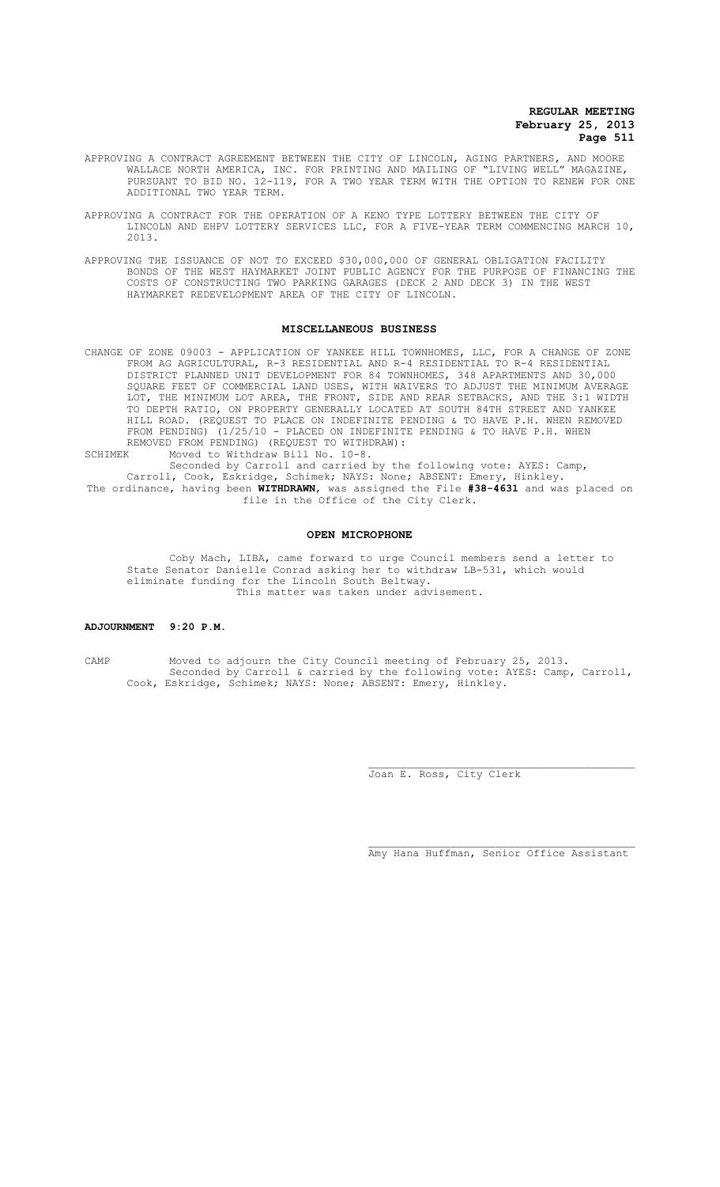APPROVING A CONTRACT AGREEMENT BETWEEN THE CITY OF LINCOLN, AGING PARTNERS, AND MOORE WALLACE NORTH AMERICA, INC. FOR PRINTING AND MAILING OF "LIVING WELL" MAGAZINE, PURSUANT TO BID NO. 12-119, FOR A TWO YEAR TERM WITH THE OPTION TO RENEW FOR ONE ADDITIONAL TWO YEAR TERM.

APPROVING A CONTRACT FOR THE OPERATION OF A KENO TYPE LOTTERY BETWEEN THE CITY OF LINCOLN AND EHPV LOTTERY SERVICES LLC, FOR A FIVE-YEAR TERM COMMENCING MARCH 10, 2013.

APPROVING THE ISSUANCE OF NOT TO EXCEED $30,000,000 OF GENERAL OBLIGATION FACILITY BONDS OF THE WEST HAYMARKET JOINT PUBLIC AGENCY FOR THE PURPOSE OF FINANCING THE COSTS OF CONSTRUCTING TWO PARKING GARAGES (DECK 2 AND DECK 3) IN THE WEST HAYMARKET REDEVELOPMENT AREA OF THE CITY OF LINCOLN.

## MISCELLANEOUS BUSINESS

CHANGE OF ZONE 09003 - APPLICATION OF YANKEE HILL TOWNHOMES, LLC, FOR A CHANGE OF ZONE FROM AG AGRICULTURAL, R-3 RESIDENTIAL AND R-4 RESIDENTIAL TO R-4 RESIDENTIAL DISTRICT PLANNED UNIT DEVELOPMENT FOR 84 TOWNHOMES, 348 APARTMENTS AND 30,000 SQUARE FEET OF COMMERCIAL LAND USES, WITH WAIVERS TO ADJUST THE MINIMUM AVERAGE LOT, THE MINIMUM LOT AREA, THE FRONT, SIDE AND REAR SETBACKS, AND THE 3:1 WIDTH TO DEPTH RATIO, ON PROPERTY GENERALLY LOCATED AT SOUTH 84TH STREET AND YANKEE HILL ROAD. (REQUEST TO PLACE ON INDEFINITE PENDING & TO HAVE P.H. WHEN REMOVED FROM PENDING) (1/25/10 - PLACED ON INDEFINITE PENDING & TO HAVE P.H. WHEN REMOVED FROM PENDING) (REQUEST TO WITHDRAW):

SCHIMEK Moved to Withdraw Bill No. 10-8.

Seconded by Carroll and carried by the following vote: AYES: Camp, Carroll, Cook, Eskridge, Schimek; NAYS: None; ABSENT: Emery, Hinkley.

The ordinance, having been **WITHDRAWN**, was assigned the File **#38-4631** and was placed on file in the Office of the City Clerk.

## OPEN MICROPHONE

Coby Mach, LIBA, came forward to urge Council members send a letter to State Senator Danielle Conrad asking her to withdraw LB-531, which would eliminate funding for the Lincoln South Beltway.

This matter was taken under advisement.

**ADJOURNMENT 9:20 P.M.**

CAMP Moved to adjourn the City Council meeting of February 25, 2013.

Seconded by Carroll & carried by the following vote: AYES: Camp, Carroll, Cook, Eskridge, Schimek; NAYS: None; ABSENT: Emery, Hinkley.

Joan E. Ross, City Clerk

Amy Hana Huffman, Senior Office Assistant